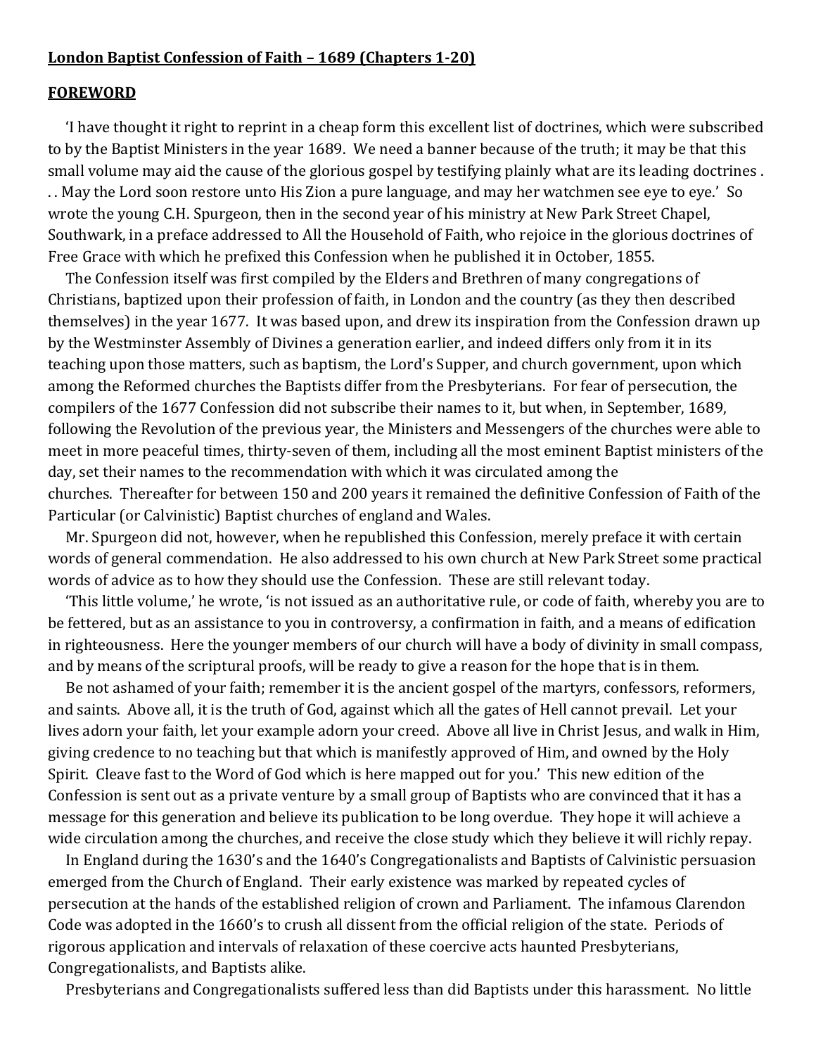**London Baptist Confession of Faith – 1689 (Chapters 1-20)**

**FOREWORD**

'I have thought it right to reprint in a cheap form this excellent list of doctrines, which were subscribed to by the Baptist Ministers in the year 1689. We need a banner because of the truth; it may be that this small volume may aid the cause of the glorious gospel by testifying plainly what are its leading doctrines . . . May the Lord soon restore unto His Zion a pure language, and may her watchmen see eye to eye.' So wrote the young C.H. Spurgeon, then in the second year of his ministry at New Park Street Chapel, Southwark, in a preface addressed to All the Household of Faith, who rejoice in the glorious doctrines of Free Grace with which he prefixed this Confession when he published it in October, 1855.

The Confession itself was first compiled by the Elders and Brethren of many congregations of Christians, baptized upon their profession of faith, in London and the country (as they then described themselves) in the year 1677. It was based upon, and drew its inspiration from the Confession drawn up by the Westminster Assembly of Divines a generation earlier, and indeed differs only from it in its teaching upon those matters, such as baptism, the Lord's Supper, and church government, upon which among the Reformed churches the Baptists differ from the Presbyterians. For fear of persecution, the compilers of the 1677 Confession did not subscribe their names to it, but when, in September, 1689, following the Revolution of the previous year, the Ministers and Messengers of the churches were able to meet in more peaceful times, thirty-seven of them, including all the most eminent Baptist ministers of the day, set their names to the recommendation with which it was circulated among the churches. Thereafter for between 150 and 200 years it remained the definitive Confession of Faith of the Particular (or Calvinistic) Baptist churches of england and Wales.

Mr. Spurgeon did not, however, when he republished this Confession, merely preface it with certain words of general commendation. He also addressed to his own church at New Park Street some practical words of advice as to how they should use the Confession. These are still relevant today.

'This little volume,' he wrote, 'is not issued as an authoritative rule, or code of faith, whereby you are to be fettered, but as an assistance to you in controversy, a confirmation in faith, and a means of edification in righteousness. Here the younger members of our church will have a body of divinity in small compass, and by means of the scriptural proofs, will be ready to give a reason for the hope that is in them.

Be not ashamed of your faith; remember it is the ancient gospel of the martyrs, confessors, reformers, and saints. Above all, it is the truth of God, against which all the gates of Hell cannot prevail. Let your lives adorn your faith, let your example adorn your creed. Above all live in Christ Jesus, and walk in Him, giving credence to no teaching but that which is manifestly approved of Him, and owned by the Holy Spirit. Cleave fast to the Word of God which is here mapped out for you.' This new edition of the Confession is sent out as a private venture by a small group of Baptists who are convinced that it has a message for this generation and believe its publication to be long overdue. They hope it will achieve a wide circulation among the churches, and receive the close study which they believe it will richly repay.

In England during the 1630's and the 1640's Congregationalists and Baptists of Calvinistic persuasion emerged from the Church of England. Their early existence was marked by repeated cycles of persecution at the hands of the established religion of crown and Parliament. The infamous Clarendon Code was adopted in the 1660's to crush all dissent from the official religion of the state. Periods of rigorous application and intervals of relaxation of these coercive acts haunted Presbyterians, Congregationalists, and Baptists alike.

Presbyterians and Congregationalists suffered less than did Baptists under this harassment. No little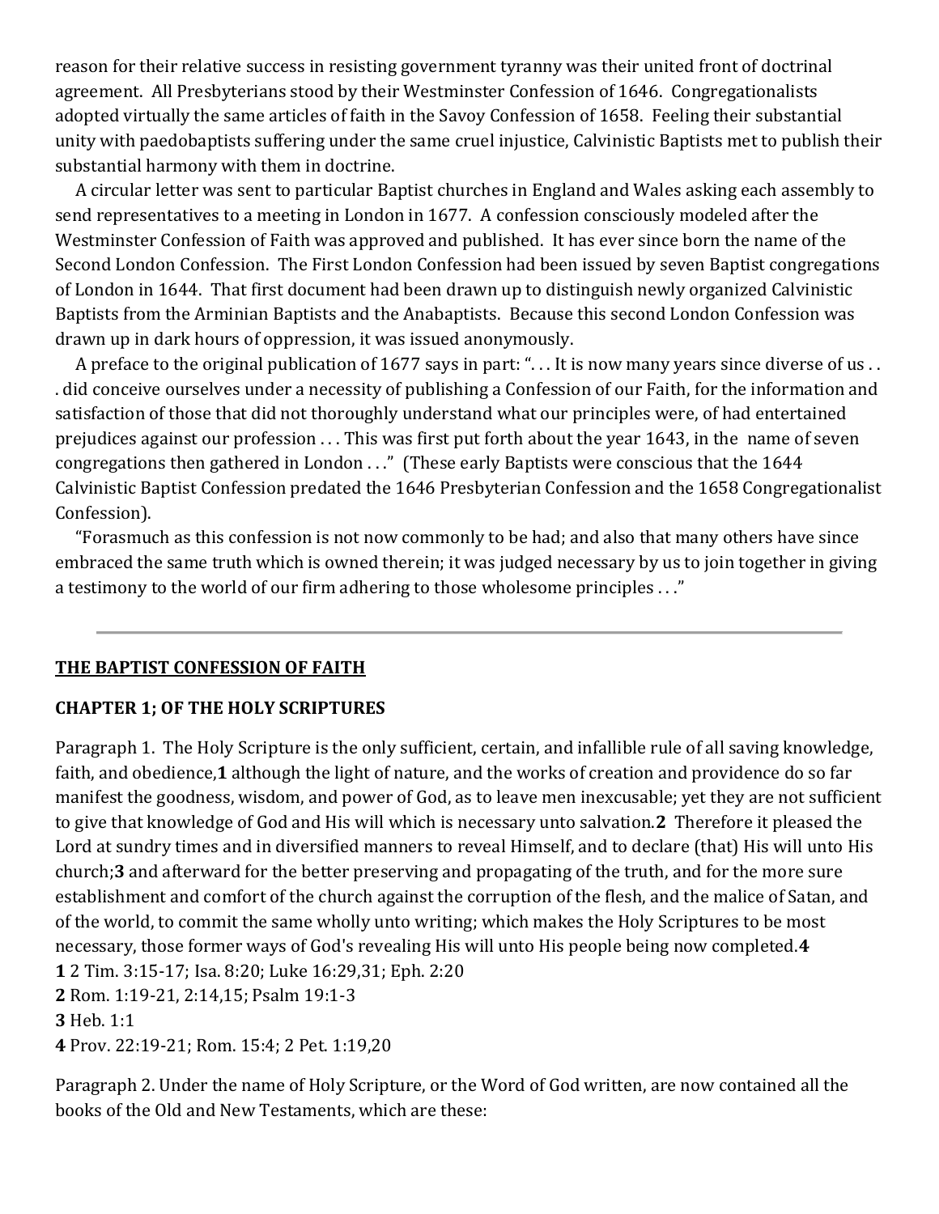reason for their relative success in resisting government tyranny was their united front of doctrinal agreement. All Presbyterians stood by their Westminster Confession of 1646. Congregationalists adopted virtually the same articles of faith in the Savoy Confession of 1658. Feeling their substantial unity with paedobaptists suffering under the same cruel injustice, Calvinistic Baptists met to publish their substantial harmony with them in doctrine.

A circular letter was sent to particular Baptist churches in England and Wales asking each assembly to send representatives to a meeting in London in 1677. A confession consciously modeled after the Westminster Confession of Faith was approved and published. It has ever since born the name of the Second London Confession. The First London Confession had been issued by seven Baptist congregations of London in 1644. That first document had been drawn up to distinguish newly organized Calvinistic Baptists from the Arminian Baptists and the Anabaptists. Because this second London Confession was drawn up in dark hours of oppression, it was issued anonymously.

A preface to the original publication of 1677 says in part: ". . . It is now many years since diverse of us . . . did conceive ourselves under a necessity of publishing a Confession of our Faith, for the information and satisfaction of those that did not thoroughly understand what our principles were, of had entertained prejudices against our profession . . . This was first put forth about the year 1643, in the name of seven congregations then gathered in London . . ." (These early Baptists were conscious that the 1644 Calvinistic Baptist Confession predated the 1646 Presbyterian Confession and the 1658 Congregationalist Confession).

"Forasmuch as this confession is not now commonly to be had; and also that many others have since embraced the same truth which is owned therein; it was judged necessary by us to join together in giving a testimony to the world of our firm adhering to those wholesome principles . . ."

---

## THE BAPTIST CONFESSION OF FAITH

### CHAPTER 1; OF THE HOLY SCRIPTURES

Paragraph 1. The Holy Scripture is the only sufficient, certain, and infallible rule of all saving knowledge, faith, and obedience,**1** although the light of nature, and the works of creation and providence do so far manifest the goodness, wisdom, and power of God, as to leave men inexcusable; yet they are not sufficient to give that knowledge of God and His will which is necessary unto salvation.**2** Therefore it pleased the Lord at sundry times and in diversified manners to reveal Himself, and to declare (that) His will unto His church;**3** and afterward for the better preserving and propagating of the truth, and for the more sure establishment and comfort of the church against the corruption of the flesh, and the malice of Satan, and of the world, to commit the same wholly unto writing; which makes the Holy Scriptures to be most necessary, those former ways of God's revealing His will unto His people being now completed.**4**
**1** 2 Tim. 3:15-17; Isa. 8:20; Luke 16:29,31; Eph. 2:20
**2** Rom. 1:19-21, 2:14,15; Psalm 19:1-3
**3** Heb. 1:1
**4** Prov. 22:19-21; Rom. 15:4; 2 Pet. 1:19,20

Paragraph 2. Under the name of Holy Scripture, or the Word of God written, are now contained all the books of the Old and New Testaments, which are these: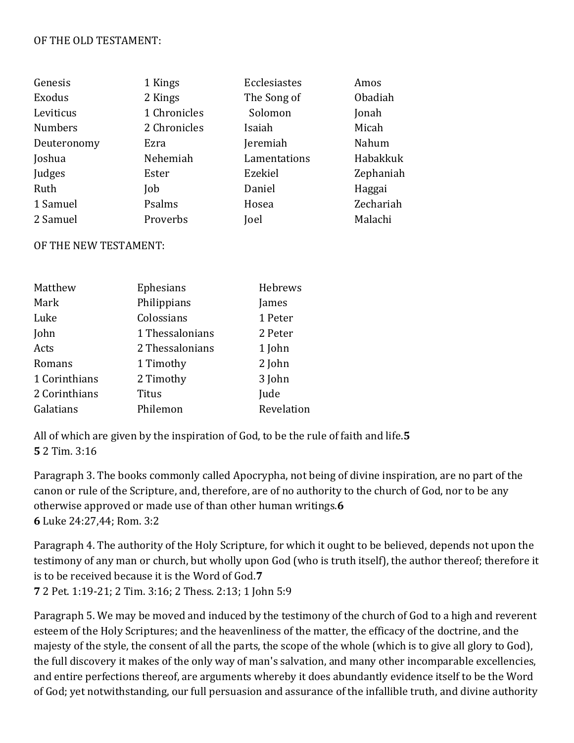OF THE OLD TESTAMENT:

| | | | |
|---|---|---|---|
| Genesis | 1 Kings | Ecclesiastes | Amos |
| Exodus | 2 Kings | The Song of Solomon | Obadiah |
| Leviticus | 1 Chronicles | Isaiah | Jonah |
| Numbers | 2 Chronicles | Jeremiah | Micah |
| Deuteronomy | Ezra | Lamentations | Nahum |
| Joshua | Nehemiah | Ezekiel | Habakkuk |
| Judges | Ester | Daniel | Zephaniah |
| Ruth | Job | Hosea | Haggai |
| 1 Samuel | Psalms | Joel | Zechariah |
| 2 Samuel | Proverbs | | Malachi |

OF THE NEW TESTAMENT:

| | | |
|---|---|---|
| Matthew | Ephesians | Hebrews |
| Mark | Philippians | James |
| Luke | Colossians | 1 Peter |
| John | 1 Thessalonians | 2 Peter |
| Acts | 2 Thessalonians | 1 John |
| Romans | 1 Timothy | 2 John |
| 1 Corinthians | 2 Timothy | 3 John |
| 2 Corinthians | Titus | Jude |
| Galatians | Philemon | Revelation |

All of which are given by the inspiration of God, to be the rule of faith and life.**5**
**5** 2 Tim. 3:16

Paragraph 3. The books commonly called Apocrypha, not being of divine inspiration, are no part of the canon or rule of the Scripture, and, therefore, are of no authority to the church of God, nor to be any otherwise approved or made use of than other human writings.**6**
**6** Luke 24:27,44; Rom. 3:2

Paragraph 4. The authority of the Holy Scripture, for which it ought to be believed, depends not upon the testimony of any man or church, but wholly upon God (who is truth itself), the author thereof; therefore it is to be received because it is the Word of God.**7**
**7** 2 Pet. 1:19-21; 2 Tim. 3:16; 2 Thess. 2:13; 1 John 5:9

Paragraph 5. We may be moved and induced by the testimony of the church of God to a high and reverent esteem of the Holy Scriptures; and the heavenliness of the matter, the efficacy of the doctrine, and the majesty of the style, the consent of all the parts, the scope of the whole (which is to give all glory to God), the full discovery it makes of the only way of man's salvation, and many other incomparable excellencies, and entire perfections thereof, are arguments whereby it does abundantly evidence itself to be the Word of God; yet notwithstanding, our full persuasion and assurance of the infallible truth, and divine authority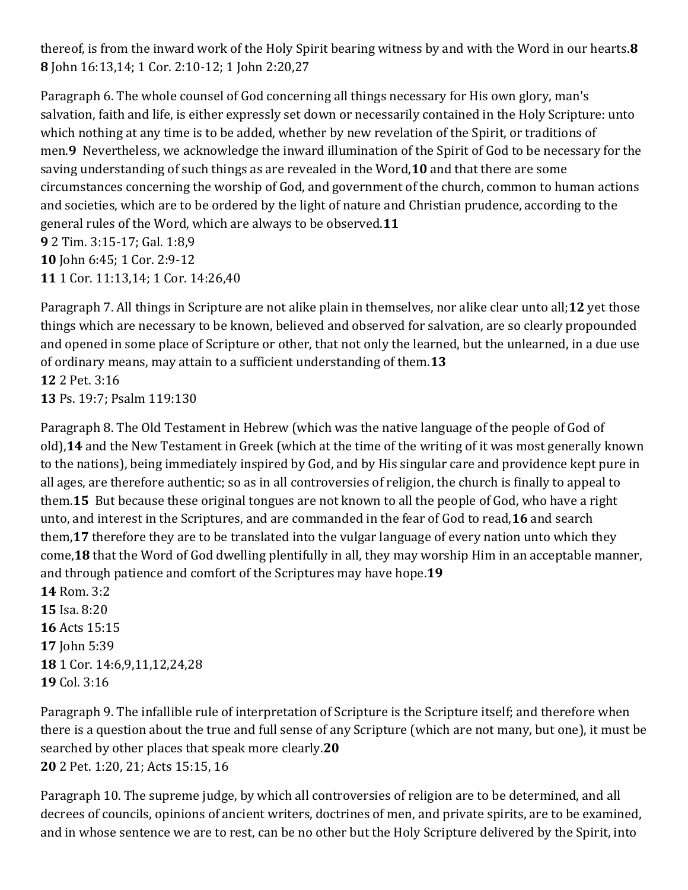thereof, is from the inward work of the Holy Spirit bearing witness by and with the Word in our hearts.[8]
**8** John 16:13,14; 1 Cor. 2:10-12; 1 John 2:20,27

Paragraph 6. The whole counsel of God concerning all things necessary for His own glory, man's salvation, faith and life, is either expressly set down or necessarily contained in the Holy Scripture: unto which nothing at any time is to be added, whether by new revelation of the Spirit, or traditions of men.[9] Nevertheless, we acknowledge the inward illumination of the Spirit of God to be necessary for the saving understanding of such things as are revealed in the Word,[10] and that there are some circumstances concerning the worship of God, and government of the church, common to human actions and societies, which are to be ordered by the light of nature and Christian prudence, according to the general rules of the Word, which are always to be observed.[11]
**9** 2 Tim. 3:15-17; Gal. 1:8,9
**10** John 6:45; 1 Cor. 2:9-12
**11** 1 Cor. 11:13,14; 1 Cor. 14:26,40

Paragraph 7. All things in Scripture are not alike plain in themselves, nor alike clear unto all;[12] yet those things which are necessary to be known, believed and observed for salvation, are so clearly propounded and opened in some place of Scripture or other, that not only the learned, but the unlearned, in a due use of ordinary means, may attain to a sufficient understanding of them.[13]
**12** 2 Pet. 3:16
**13** Ps. 19:7; Psalm 119:130

Paragraph 8. The Old Testament in Hebrew (which was the native language of the people of God of old),[14] and the New Testament in Greek (which at the time of the writing of it was most generally known to the nations), being immediately inspired by God, and by His singular care and providence kept pure in all ages, are therefore authentic; so as in all controversies of religion, the church is finally to appeal to them.[15] But because these original tongues are not known to all the people of God, who have a right unto, and interest in the Scriptures, and are commanded in the fear of God to read,[16] and search them,[17] therefore they are to be translated into the vulgar language of every nation unto which they come,[18] that the Word of God dwelling plentifully in all, they may worship Him in an acceptable manner, and through patience and comfort of the Scriptures may have hope.[19]
**14** Rom. 3:2
**15** Isa. 8:20
**16** Acts 15:15
**17** John 5:39
**18** 1 Cor. 14:6,9,11,12,24,28
**19** Col. 3:16

Paragraph 9. The infallible rule of interpretation of Scripture is the Scripture itself; and therefore when there is a question about the true and full sense of any Scripture (which are not many, but one), it must be searched by other places that speak more clearly.[20]
**20** 2 Pet. 1:20, 21; Acts 15:15, 16

Paragraph 10. The supreme judge, by which all controversies of religion are to be determined, and all decrees of councils, opinions of ancient writers, doctrines of men, and private spirits, are to be examined, and in whose sentence we are to rest, can be no other but the Holy Scripture delivered by the Spirit, into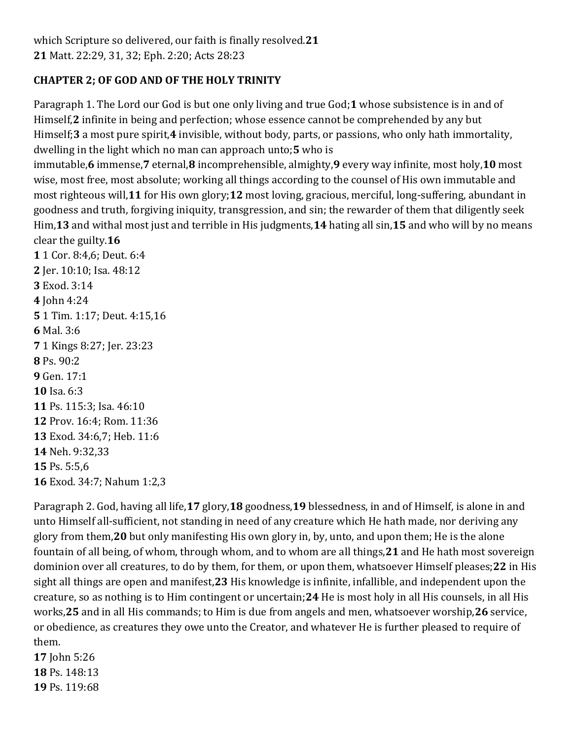which Scripture so delivered, our faith is finally resolved.**21**
**21** Matt. 22:29, 31, 32; Eph. 2:20; Acts 28:23

## CHAPTER 2; OF GOD AND OF THE HOLY TRINITY

Paragraph 1. The Lord our God is but one only living and true God;**1** whose subsistence is in and of Himself,**2** infinite in being and perfection; whose essence cannot be comprehended by any but Himself;**3** a most pure spirit,**4** invisible, without body, parts, or passions, who only hath immortality, dwelling in the light which no man can approach unto;**5** who is immutable,**6** immense,**7** eternal,**8** incomprehensible, almighty,**9** every way infinite, most holy,**10** most wise, most free, most absolute; working all things according to the counsel of His own immutable and most righteous will,**11** for His own glory;**12** most loving, gracious, merciful, long-suffering, abundant in goodness and truth, forgiving iniquity, transgression, and sin; the rewarder of them that diligently seek Him,**13** and withal most just and terrible in His judgments,**14** hating all sin,**15** and who will by no means clear the guilty.**16**

**1** 1 Cor. 8:4,6; Deut. 6:4
**2** Jer. 10:10; Isa. 48:12
**3** Exod. 3:14
**4** John 4:24
**5** 1 Tim. 1:17; Deut. 4:15,16
**6** Mal. 3:6
**7** 1 Kings 8:27; Jer. 23:23
**8** Ps. 90:2
**9** Gen. 17:1
**10** Isa. 6:3
**11** Ps. 115:3; Isa. 46:10
**12** Prov. 16:4; Rom. 11:36
**13** Exod. 34:6,7; Heb. 11:6
**14** Neh. 9:32,33
**15** Ps. 5:5,6
**16** Exod. 34:7; Nahum 1:2,3

Paragraph 2. God, having all life,**17** glory,**18** goodness,**19** blessedness, in and of Himself, is alone in and unto Himself all-sufficient, not standing in need of any creature which He hath made, nor deriving any glory from them,**20** but only manifesting His own glory in, by, unto, and upon them; He is the alone fountain of all being, of whom, through whom, and to whom are all things,**21** and He hath most sovereign dominion over all creatures, to do by them, for them, or upon them, whatsoever Himself pleases;**22** in His sight all things are open and manifest,**23** His knowledge is infinite, infallible, and independent upon the creature, so as nothing is to Him contingent or uncertain;**24** He is most holy in all His counsels, in all His works,**25** and in all His commands; to Him is due from angels and men, whatsoever worship,**26** service, or obedience, as creatures they owe unto the Creator, and whatever He is further pleased to require of them.

**17** John 5:26
**18** Ps. 148:13
**19** Ps. 119:68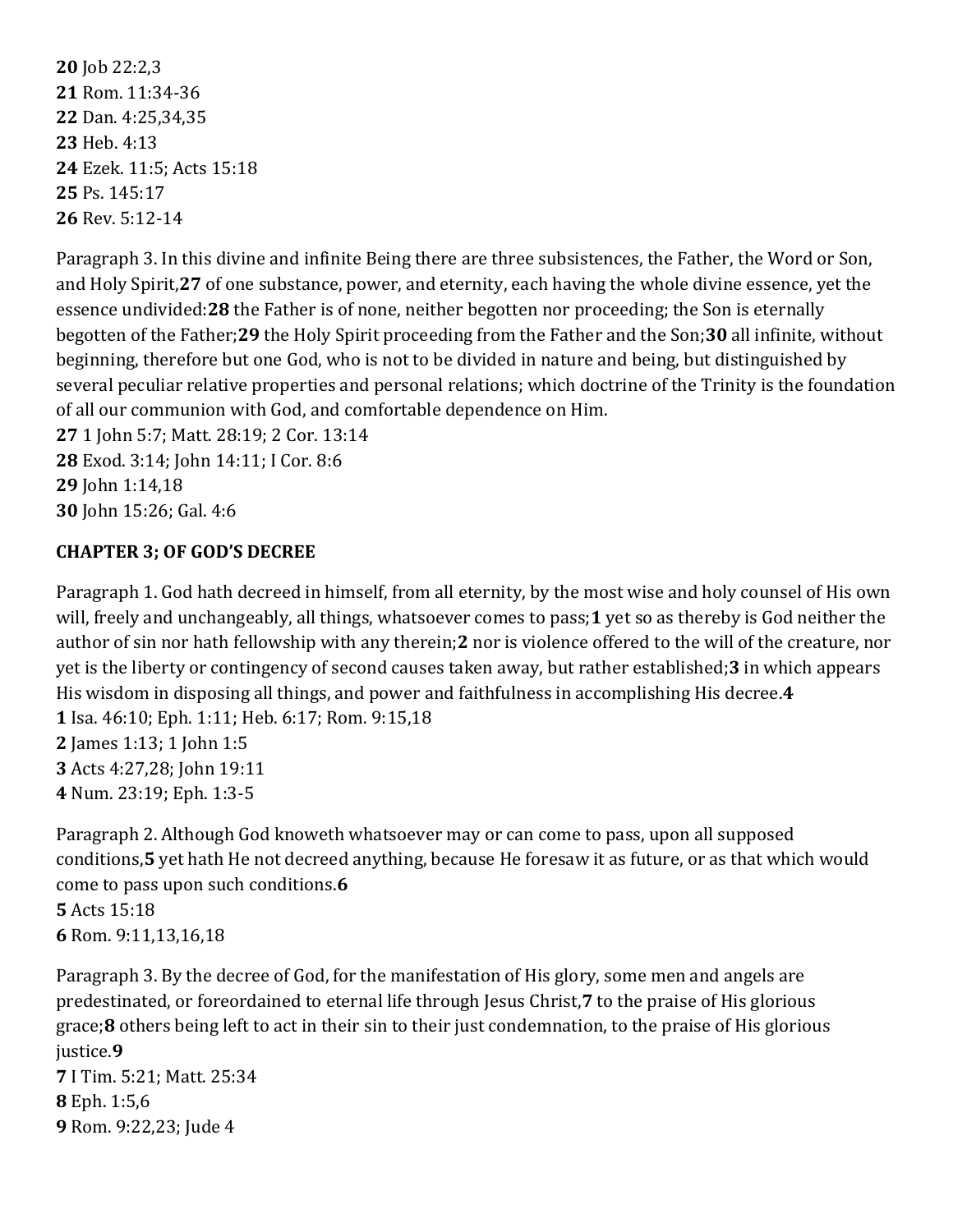**20** Job 22:2,3
**21** Rom. 11:34-36
**22** Dan. 4:25,34,35
**23** Heb. 4:13
**24** Ezek. 11:5; Acts 15:18
**25** Ps. 145:17
**26** Rev. 5:12-14

Paragraph 3. In this divine and infinite Being there are three subsistences, the Father, the Word or Son, and Holy Spirit,**27** of one substance, power, and eternity, each having the whole divine essence, yet the essence undivided:**28** the Father is of none, neither begotten nor proceeding; the Son is eternally begotten of the Father;**29** the Holy Spirit proceeding from the Father and the Son;**30** all infinite, without beginning, therefore but one God, who is not to be divided in nature and being, but distinguished by several peculiar relative properties and personal relations; which doctrine of the Trinity is the foundation of all our communion with God, and comfortable dependence on Him.
**27** 1 John 5:7; Matt. 28:19; 2 Cor. 13:14
**28** Exod. 3:14; John 14:11; I Cor. 8:6
**29** John 1:14,18
**30** John 15:26; Gal. 4:6

**CHAPTER 3; OF GOD'S DECREE**

Paragraph 1. God hath decreed in himself, from all eternity, by the most wise and holy counsel of His own will, freely and unchangeably, all things, whatsoever comes to pass;**1** yet so as thereby is God neither the author of sin nor hath fellowship with any therein;**2** nor is violence offered to the will of the creature, nor yet is the liberty or contingency of second causes taken away, but rather established;**3** in which appears His wisdom in disposing all things, and power and faithfulness in accomplishing His decree.**4**
**1** Isa. 46:10; Eph. 1:11; Heb. 6:17; Rom. 9:15,18
**2** James 1:13; 1 John 1:5
**3** Acts 4:27,28; John 19:11
**4** Num. 23:19; Eph. 1:3-5

Paragraph 2. Although God knoweth whatsoever may or can come to pass, upon all supposed conditions,**5** yet hath He not decreed anything, because He foresaw it as future, or as that which would come to pass upon such conditions.**6**
**5** Acts 15:18
**6** Rom. 9:11,13,16,18

Paragraph 3. By the decree of God, for the manifestation of His glory, some men and angels are predestinated, or foreordained to eternal life through Jesus Christ,**7** to the praise of His glorious grace;**8** others being left to act in their sin to their just condemnation, to the praise of His glorious justice.**9**
**7** I Tim. 5:21; Matt. 25:34
**8** Eph. 1:5,6
**9** Rom. 9:22,23; Jude 4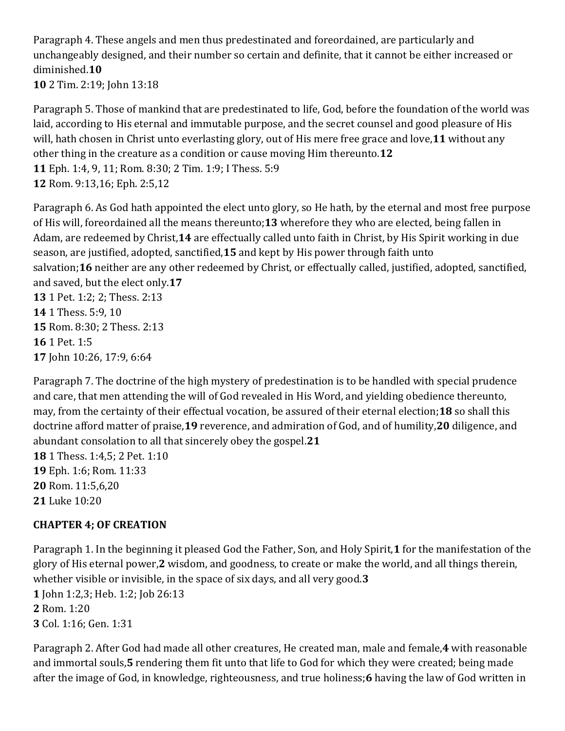Paragraph 4. These angels and men thus predestinated and foreordained, are particularly and unchangeably designed, and their number so certain and definite, that it cannot be either increased or diminished.**10**

**10** 2 Tim. 2:19; John 13:18

Paragraph 5. Those of mankind that are predestinated to life, God, before the foundation of the world was laid, according to His eternal and immutable purpose, and the secret counsel and good pleasure of His will, hath chosen in Christ unto everlasting glory, out of His mere free grace and love,**11** without any other thing in the creature as a condition or cause moving Him thereunto.**12**

**11** Eph. 1:4, 9, 11; Rom. 8:30; 2 Tim. 1:9; I Thess. 5:9

**12** Rom. 9:13,16; Eph. 2:5,12

Paragraph 6. As God hath appointed the elect unto glory, so He hath, by the eternal and most free purpose of His will, foreordained all the means thereunto;**13** wherefore they who are elected, being fallen in Adam, are redeemed by Christ,**14** are effectually called unto faith in Christ, by His Spirit working in due season, are justified, adopted, sanctified,**15** and kept by His power through faith unto salvation;**16** neither are any other redeemed by Christ, or effectually called, justified, adopted, sanctified, and saved, but the elect only.**17**

**13** 1 Pet. 1:2; 2; Thess. 2:13

**14** 1 Thess. 5:9, 10

**15** Rom. 8:30; 2 Thess. 2:13

**16** 1 Pet. 1:5

**17** John 10:26, 17:9, 6:64

Paragraph 7. The doctrine of the high mystery of predestination is to be handled with special prudence and care, that men attending the will of God revealed in His Word, and yielding obedience thereunto, may, from the certainty of their effectual vocation, be assured of their eternal election;**18** so shall this doctrine afford matter of praise,**19** reverence, and admiration of God, and of humility,**20** diligence, and abundant consolation to all that sincerely obey the gospel.**21**

**18** 1 Thess. 1:4,5; 2 Pet. 1:10

**19** Eph. 1:6; Rom. 11:33

**20** Rom. 11:5,6,20

**21** Luke 10:20

## CHAPTER 4; OF CREATION

Paragraph 1. In the beginning it pleased God the Father, Son, and Holy Spirit,**1** for the manifestation of the glory of His eternal power,**2** wisdom, and goodness, to create or make the world, and all things therein, whether visible or invisible, in the space of six days, and all very good.**3**

**1** John 1:2,3; Heb. 1:2; Job 26:13

**2** Rom. 1:20

**3** Col. 1:16; Gen. 1:31

Paragraph 2. After God had made all other creatures, He created man, male and female,**4** with reasonable and immortal souls,**5** rendering them fit unto that life to God for which they were created; being made after the image of God, in knowledge, righteousness, and true holiness;**6** having the law of God written in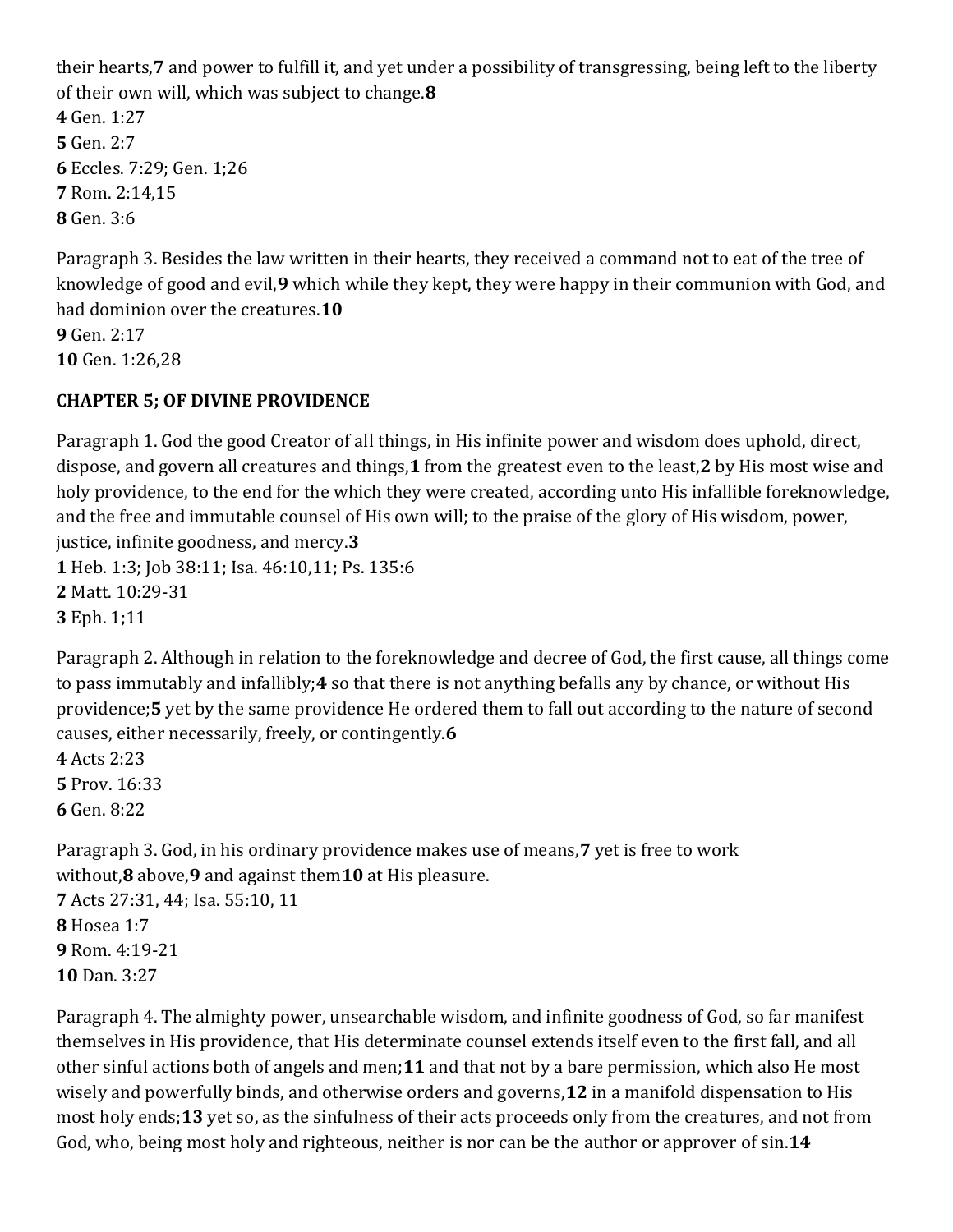their hearts,**7** and power to fulfill it, and yet under a possibility of transgressing, being left to the liberty of their own will, which was subject to change.**8**

**4** Gen. 1:27
**5** Gen. 2:7
**6** Eccles. 7:29; Gen. 1;26
**7** Rom. 2:14,15
**8** Gen. 3:6

Paragraph 3. Besides the law written in their hearts, they received a command not to eat of the tree of knowledge of good and evil,**9** which while they kept, they were happy in their communion with God, and had dominion over the creatures.**10**

**9** Gen. 2:17
**10** Gen. 1:26,28

**CHAPTER 5; OF DIVINE PROVIDENCE**

Paragraph 1. God the good Creator of all things, in His infinite power and wisdom does uphold, direct, dispose, and govern all creatures and things,**1** from the greatest even to the least,**2** by His most wise and holy providence, to the end for the which they were created, according unto His infallible foreknowledge, and the free and immutable counsel of His own will; to the praise of the glory of His wisdom, power, justice, infinite goodness, and mercy.**3**

**1** Heb. 1:3; Job 38:11; Isa. 46:10,11; Ps. 135:6
**2** Matt. 10:29-31
**3** Eph. 1;11

Paragraph 2. Although in relation to the foreknowledge and decree of God, the first cause, all things come to pass immutably and infallibly;**4** so that there is not anything befalls any by chance, or without His providence;**5** yet by the same providence He ordered them to fall out according to the nature of second causes, either necessarily, freely, or contingently.**6**

**4** Acts 2:23
**5** Prov. 16:33
**6** Gen. 8:22

Paragraph 3. God, in his ordinary providence makes use of means,**7** yet is free to work without,**8** above,**9** and against them**10** at His pleasure.

**7** Acts 27:31, 44; Isa. 55:10, 11
**8** Hosea 1:7
**9** Rom. 4:19-21
**10** Dan. 3:27

Paragraph 4. The almighty power, unsearchable wisdom, and infinite goodness of God, so far manifest themselves in His providence, that His determinate counsel extends itself even to the first fall, and all other sinful actions both of angels and men;**11** and that not by a bare permission, which also He most wisely and powerfully binds, and otherwise orders and governs,**12** in a manifold dispensation to His most holy ends;**13** yet so, as the sinfulness of their acts proceeds only from the creatures, and not from God, who, being most holy and righteous, neither is nor can be the author or approver of sin.**14**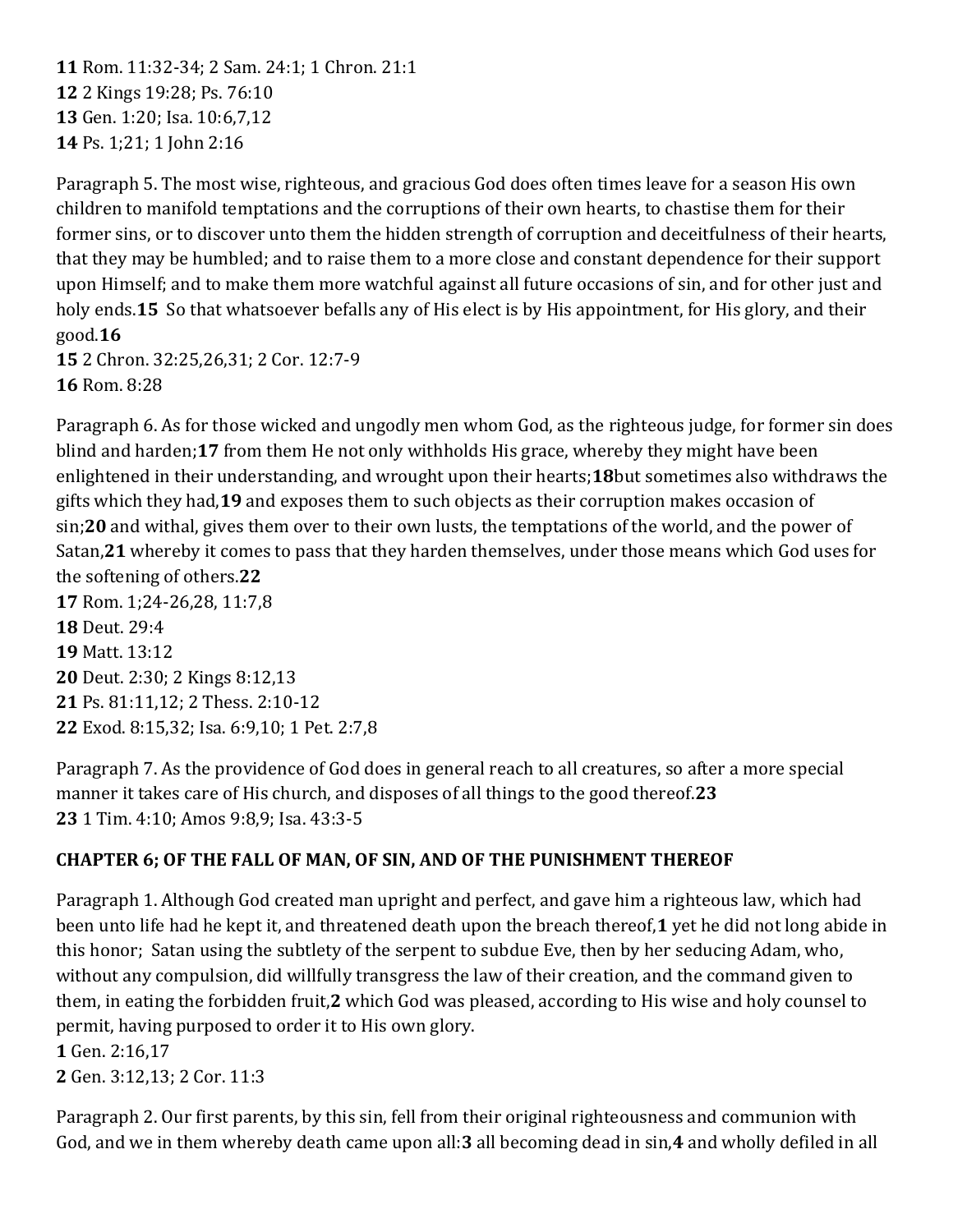**11** Rom. 11:32-34; 2 Sam. 24:1; 1 Chron. 21:1
**12** 2 Kings 19:28; Ps. 76:10
**13** Gen. 1:20; Isa. 10:6,7,12
**14** Ps. 1;21; 1 John 2:16

Paragraph 5. The most wise, righteous, and gracious God does often times leave for a season His own children to manifold temptations and the corruptions of their own hearts, to chastise them for their former sins, or to discover unto them the hidden strength of corruption and deceitfulness of their hearts, that they may be humbled; and to raise them to a more close and constant dependence for their support upon Himself; and to make them more watchful against all future occasions of sin, and for other just and holy ends.**15** So that whatsoever befalls any of His elect is by His appointment, for His glory, and their good.**16**
**15** 2 Chron. 32:25,26,31; 2 Cor. 12:7-9
**16** Rom. 8:28

Paragraph 6. As for those wicked and ungodly men whom God, as the righteous judge, for former sin does blind and harden;**17** from them He not only withholds His grace, whereby they might have been enlightened in their understanding, and wrought upon their hearts;**18**but sometimes also withdraws the gifts which they had,**19** and exposes them to such objects as their corruption makes occasion of sin;**20** and withal, gives them over to their own lusts, the temptations of the world, and the power of Satan,**21** whereby it comes to pass that they harden themselves, under those means which God uses for the softening of others.**22**
**17** Rom. 1;24-26,28, 11:7,8
**18** Deut. 29:4
**19** Matt. 13:12
**20** Deut. 2:30; 2 Kings 8:12,13
**21** Ps. 81:11,12; 2 Thess. 2:10-12
**22** Exod. 8:15,32; Isa. 6:9,10; 1 Pet. 2:7,8

Paragraph 7. As the providence of God does in general reach to all creatures, so after a more special manner it takes care of His church, and disposes of all things to the good thereof.**23**
**23** 1 Tim. 4:10; Amos 9:8,9; Isa. 43:3-5

## CHAPTER 6; OF THE FALL OF MAN, OF SIN, AND OF THE PUNISHMENT THEREOF

Paragraph 1. Although God created man upright and perfect, and gave him a righteous law, which had been unto life had he kept it, and threatened death upon the breach thereof,**1** yet he did not long abide in this honor; Satan using the subtlety of the serpent to subdue Eve, then by her seducing Adam, who, without any compulsion, did willfully transgress the law of their creation, and the command given to them, in eating the forbidden fruit,**2** which God was pleased, according to His wise and holy counsel to permit, having purposed to order it to His own glory.
**1** Gen. 2:16,17
**2** Gen. 3:12,13; 2 Cor. 11:3

Paragraph 2. Our first parents, by this sin, fell from their original righteousness and communion with God, and we in them whereby death came upon all:**3** all becoming dead in sin,**4** and wholly defiled in all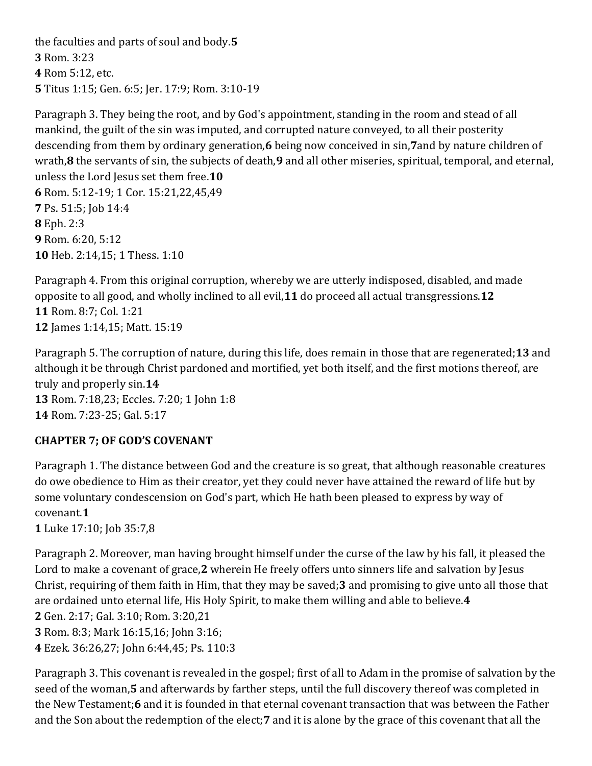the faculties and parts of soul and body.**5**
**3** Rom. 3:23
**4** Rom 5:12, etc.
**5** Titus 1:15; Gen. 6:5; Jer. 17:9; Rom. 3:10-19

Paragraph 3. They being the root, and by God's appointment, standing in the room and stead of all mankind, the guilt of the sin was imputed, and corrupted nature conveyed, to all their posterity descending from them by ordinary generation,**6** being now conceived in sin,**7**and by nature children of wrath,**8** the servants of sin, the subjects of death,**9** and all other miseries, spiritual, temporal, and eternal, unless the Lord Jesus set them free.**10**
**6** Rom. 5:12-19; 1 Cor. 15:21,22,45,49
**7** Ps. 51:5; Job 14:4
**8** Eph. 2:3
**9** Rom. 6:20, 5:12
**10** Heb. 2:14,15; 1 Thess. 1:10

Paragraph 4. From this original corruption, whereby we are utterly indisposed, disabled, and made opposite to all good, and wholly inclined to all evil,**11** do proceed all actual transgressions.**12**
**11** Rom. 8:7; Col. 1:21
**12** James 1:14,15; Matt. 15:19

Paragraph 5. The corruption of nature, during this life, does remain in those that are regenerated;**13** and although it be through Christ pardoned and mortified, yet both itself, and the first motions thereof, are truly and properly sin.**14**
**13** Rom. 7:18,23; Eccles. 7:20; 1 John 1:8
**14** Rom. 7:23-25; Gal. 5:17

**CHAPTER 7; OF GOD'S COVENANT**

Paragraph 1. The distance between God and the creature is so great, that although reasonable creatures do owe obedience to Him as their creator, yet they could never have attained the reward of life but by some voluntary condescension on God's part, which He hath been pleased to express by way of covenant.**1**
**1** Luke 17:10; Job 35:7,8

Paragraph 2. Moreover, man having brought himself under the curse of the law by his fall, it pleased the Lord to make a covenant of grace,**2** wherein He freely offers unto sinners life and salvation by Jesus Christ, requiring of them faith in Him, that they may be saved;**3** and promising to give unto all those that are ordained unto eternal life, His Holy Spirit, to make them willing and able to believe.**4**
**2** Gen. 2:17; Gal. 3:10; Rom. 3:20,21
**3** Rom. 8:3; Mark 16:15,16; John 3:16;
**4** Ezek. 36:26,27; John 6:44,45; Ps. 110:3

Paragraph 3. This covenant is revealed in the gospel; first of all to Adam in the promise of salvation by the seed of the woman,**5** and afterwards by farther steps, until the full discovery thereof was completed in the New Testament;**6** and it is founded in that eternal covenant transaction that was between the Father and the Son about the redemption of the elect;**7** and it is alone by the grace of this covenant that all the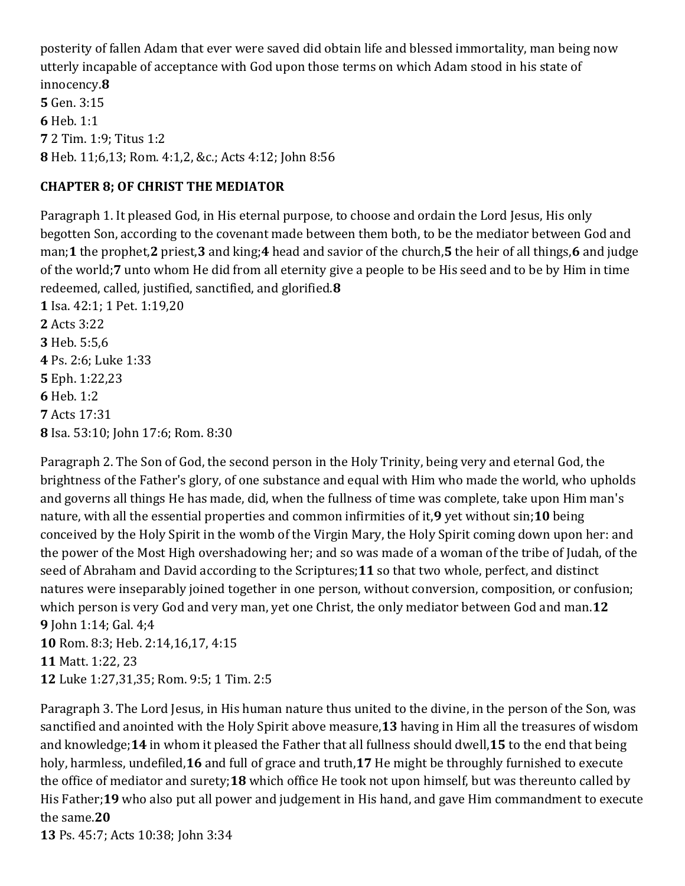posterity of fallen Adam that ever were saved did obtain life and blessed immortality, man being now utterly incapable of acceptance with God upon those terms on which Adam stood in his state of innocency.**8**

**5** Gen. 3:15
**6** Heb. 1:1
**7** 2 Tim. 1:9; Titus 1:2
**8** Heb. 11;6,13; Rom. 4:1,2, &c.; Acts 4:12; John 8:56

**CHAPTER 8; OF CHRIST THE MEDIATOR**

Paragraph 1. It pleased God, in His eternal purpose, to choose and ordain the Lord Jesus, His only begotten Son, according to the covenant made between them both, to be the mediator between God and man;**1** the prophet,**2** priest,**3** and king;**4** head and savior of the church,**5** the heir of all things,**6** and judge of the world;**7** unto whom He did from all eternity give a people to be His seed and to be by Him in time redeemed, called, justified, sanctified, and glorified.**8**

**1** Isa. 42:1; 1 Pet. 1:19,20
**2** Acts 3:22
**3** Heb. 5:5,6
**4** Ps. 2:6; Luke 1:33
**5** Eph. 1:22,23
**6** Heb. 1:2
**7** Acts 17:31
**8** Isa. 53:10; John 17:6; Rom. 8:30

Paragraph 2. The Son of God, the second person in the Holy Trinity, being very and eternal God, the brightness of the Father's glory, of one substance and equal with Him who made the world, who upholds and governs all things He has made, did, when the fullness of time was complete, take upon Him man's nature, with all the essential properties and common infirmities of it,**9** yet without sin;**10** being conceived by the Holy Spirit in the womb of the Virgin Mary, the Holy Spirit coming down upon her: and the power of the Most High overshadowing her; and so was made of a woman of the tribe of Judah, of the seed of Abraham and David according to the Scriptures;**11** so that two whole, perfect, and distinct natures were inseparably joined together in one person, without conversion, composition, or confusion; which person is very God and very man, yet one Christ, the only mediator between God and man.**12**

**9** John 1:14; Gal. 4;4
**10** Rom. 8:3; Heb. 2:14,16,17, 4:15
**11** Matt. 1:22, 23
**12** Luke 1:27,31,35; Rom. 9:5; 1 Tim. 2:5

Paragraph 3. The Lord Jesus, in His human nature thus united to the divine, in the person of the Son, was sanctified and anointed with the Holy Spirit above measure,**13** having in Him all the treasures of wisdom and knowledge;**14** in whom it pleased the Father that all fullness should dwell,**15** to the end that being holy, harmless, undefiled,**16** and full of grace and truth,**17** He might be throughly furnished to execute the office of mediator and surety;**18** which office He took not upon himself, but was thereunto called by His Father;**19** who also put all power and judgement in His hand, and gave Him commandment to execute the same.**20**

**13** Ps. 45:7; Acts 10:38; John 3:34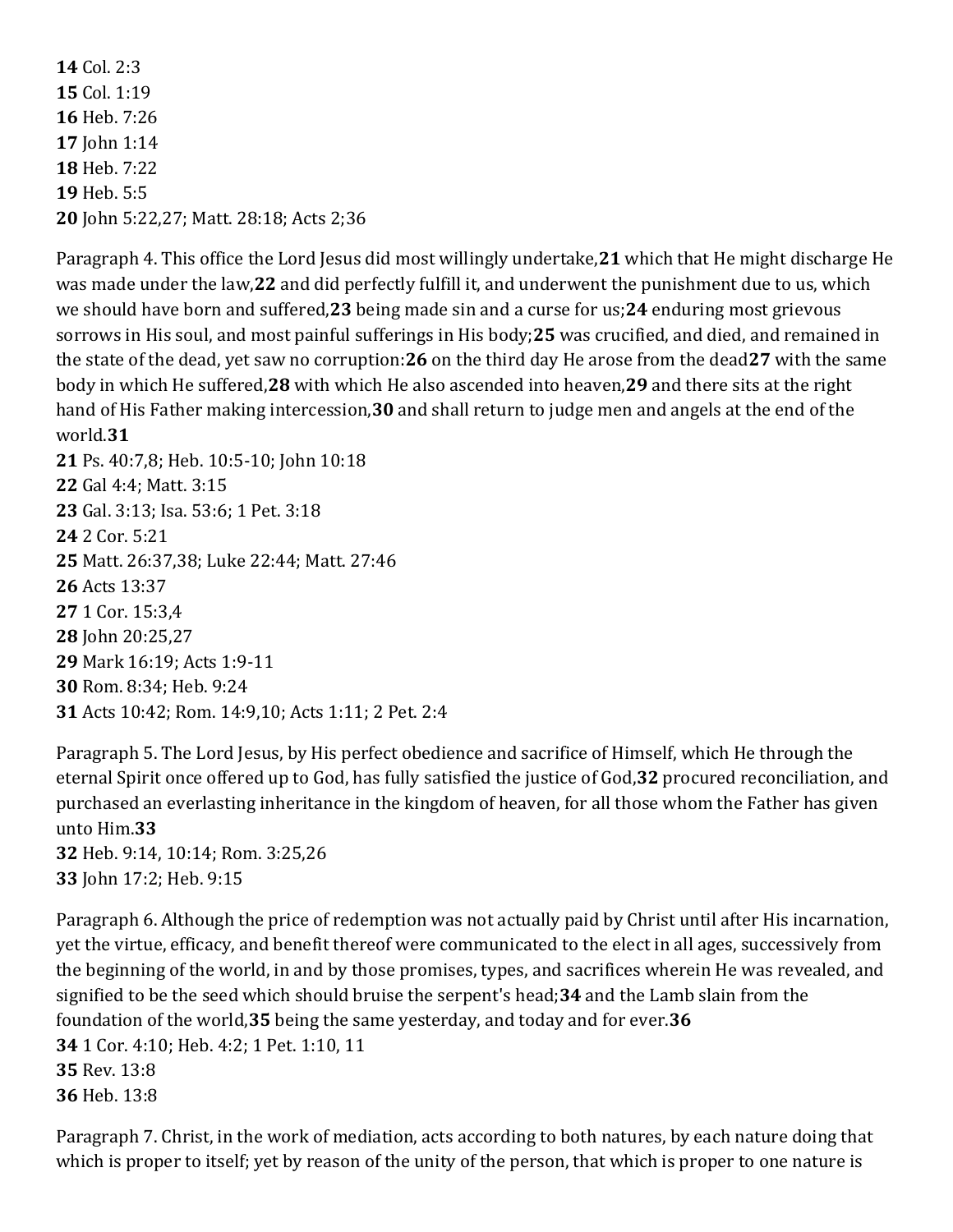**14** Col. 2:3
**15** Col. 1:19
**16** Heb. 7:26
**17** John 1:14
**18** Heb. 7:22
**19** Heb. 5:5
**20** John 5:22,27; Matt. 28:18; Acts 2;36

Paragraph 4. This office the Lord Jesus did most willingly undertake,**21** which that He might discharge He was made under the law,**22** and did perfectly fulfill it, and underwent the punishment due to us, which we should have born and suffered,**23** being made sin and a curse for us;**24** enduring most grievous sorrows in His soul, and most painful sufferings in His body;**25** was crucified, and died, and remained in the state of the dead, yet saw no corruption:**26** on the third day He arose from the dead**27** with the same body in which He suffered,**28** with which He also ascended into heaven,**29** and there sits at the right hand of His Father making intercession,**30** and shall return to judge men and angels at the end of the world.**31**
**21** Ps. 40:7,8; Heb. 10:5-10; John 10:18
**22** Gal 4:4; Matt. 3:15
**23** Gal. 3:13; Isa. 53:6; 1 Pet. 3:18
**24** 2 Cor. 5:21
**25** Matt. 26:37,38; Luke 22:44; Matt. 27:46
**26** Acts 13:37
**27** 1 Cor. 15:3,4
**28** John 20:25,27
**29** Mark 16:19; Acts 1:9-11
**30** Rom. 8:34; Heb. 9:24
**31** Acts 10:42; Rom. 14:9,10; Acts 1:11; 2 Pet. 2:4

Paragraph 5. The Lord Jesus, by His perfect obedience and sacrifice of Himself, which He through the eternal Spirit once offered up to God, has fully satisfied the justice of God,**32** procured reconciliation, and purchased an everlasting inheritance in the kingdom of heaven, for all those whom the Father has given unto Him.**33**
**32** Heb. 9:14, 10:14; Rom. 3:25,26
**33** John 17:2; Heb. 9:15

Paragraph 6. Although the price of redemption was not actually paid by Christ until after His incarnation, yet the virtue, efficacy, and benefit thereof were communicated to the elect in all ages, successively from the beginning of the world, in and by those promises, types, and sacrifices wherein He was revealed, and signified to be the seed which should bruise the serpent's head;**34** and the Lamb slain from the foundation of the world,**35** being the same yesterday, and today and for ever.**36**
**34** 1 Cor. 4:10; Heb. 4:2; 1 Pet. 1:10, 11
**35** Rev. 13:8
**36** Heb. 13:8

Paragraph 7. Christ, in the work of mediation, acts according to both natures, by each nature doing that which is proper to itself; yet by reason of the unity of the person, that which is proper to one nature is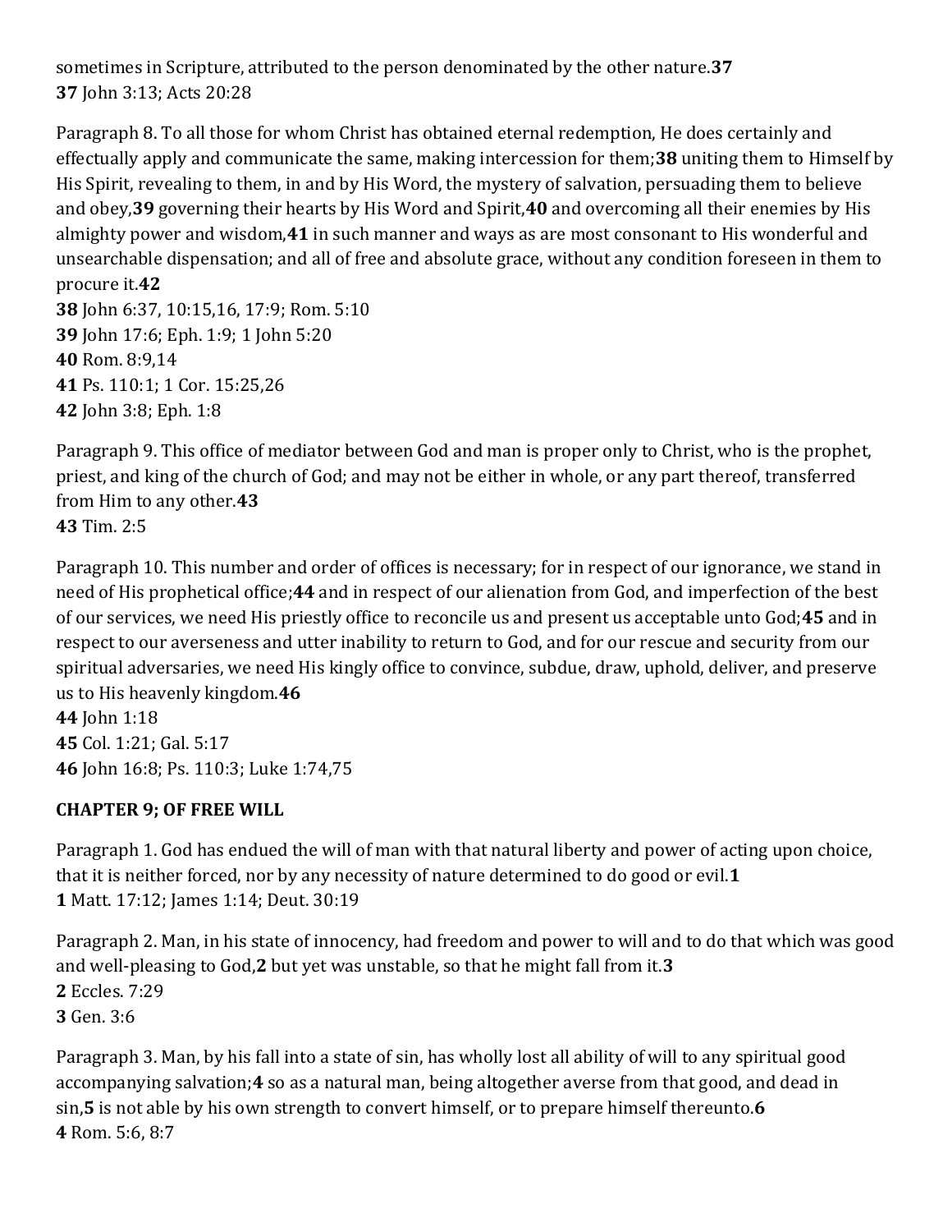sometimes in Scripture, attributed to the person denominated by the other nature.**37**
**37** John 3:13; Acts 20:28

Paragraph 8. To all those for whom Christ has obtained eternal redemption, He does certainly and effectually apply and communicate the same, making intercession for them;**38** uniting them to Himself by His Spirit, revealing to them, in and by His Word, the mystery of salvation, persuading them to believe and obey,**39** governing their hearts by His Word and Spirit,**40** and overcoming all their enemies by His almighty power and wisdom,**41** in such manner and ways as are most consonant to His wonderful and unsearchable dispensation; and all of free and absolute grace, without any condition foreseen in them to procure it.**42**
**38** John 6:37, 10:15,16, 17:9; Rom. 5:10
**39** John 17:6; Eph. 1:9; 1 John 5:20
**40** Rom. 8:9,14
**41** Ps. 110:1; 1 Cor. 15:25,26
**42** John 3:8; Eph. 1:8

Paragraph 9. This office of mediator between God and man is proper only to Christ, who is the prophet, priest, and king of the church of God; and may not be either in whole, or any part thereof, transferred from Him to any other.**43**
**43** Tim. 2:5

Paragraph 10. This number and order of offices is necessary; for in respect of our ignorance, we stand in need of His prophetical office;**44** and in respect of our alienation from God, and imperfection of the best of our services, we need His priestly office to reconcile us and present us acceptable unto God;**45** and in respect to our averseness and utter inability to return to God, and for our rescue and security from our spiritual adversaries, we need His kingly office to convince, subdue, draw, uphold, deliver, and preserve us to His heavenly kingdom.**46**
**44** John 1:18
**45** Col. 1:21; Gal. 5:17
**46** John 16:8; Ps. 110:3; Luke 1:74,75

## CHAPTER 9; OF FREE WILL

Paragraph 1. God has endued the will of man with that natural liberty and power of acting upon choice, that it is neither forced, nor by any necessity of nature determined to do good or evil.**1**
**1** Matt. 17:12; James 1:14; Deut. 30:19

Paragraph 2. Man, in his state of innocency, had freedom and power to will and to do that which was good and well-pleasing to God,**2** but yet was unstable, so that he might fall from it.**3**
**2** Eccles. 7:29
**3** Gen. 3:6

Paragraph 3. Man, by his fall into a state of sin, has wholly lost all ability of will to any spiritual good accompanying salvation;**4** so as a natural man, being altogether averse from that good, and dead in sin,**5** is not able by his own strength to convert himself, or to prepare himself thereunto.**6**
**4** Rom. 5:6, 8:7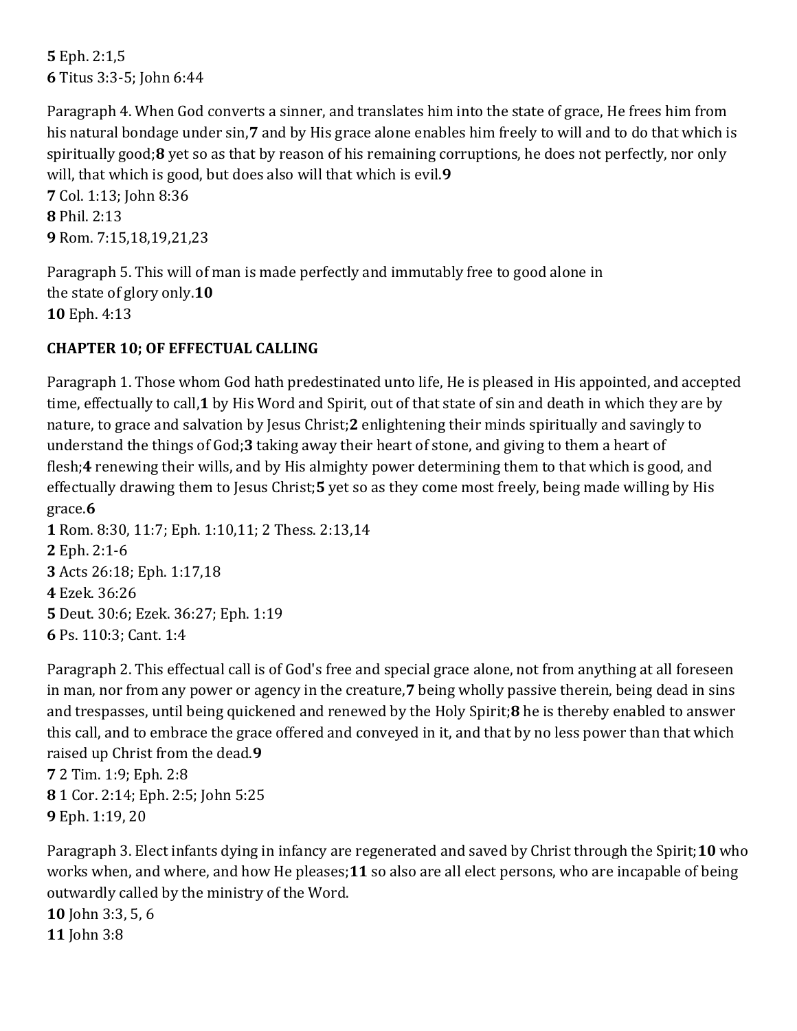**5** Eph. 2:1,5
**6** Titus 3:3-5; John 6:44

Paragraph 4. When God converts a sinner, and translates him into the state of grace, He frees him from his natural bondage under sin,**7** and by His grace alone enables him freely to will and to do that which is spiritually good;**8** yet so as that by reason of his remaining corruptions, he does not perfectly, nor only will, that which is good, but does also will that which is evil.**9**
**7** Col. 1:13; John 8:36
**8** Phil. 2:13
**9** Rom. 7:15,18,19,21,23

Paragraph 5. This will of man is made perfectly and immutably free to good alone in the state of glory only.**10**
**10** Eph. 4:13

**CHAPTER 10; OF EFFECTUAL CALLING**

Paragraph 1. Those whom God hath predestinated unto life, He is pleased in His appointed, and accepted time, effectually to call,**1** by His Word and Spirit, out of that state of sin and death in which they are by nature, to grace and salvation by Jesus Christ;**2** enlightening their minds spiritually and savingly to understand the things of God;**3** taking away their heart of stone, and giving to them a heart of flesh;**4** renewing their wills, and by His almighty power determining them to that which is good, and effectually drawing them to Jesus Christ;**5** yet so as they come most freely, being made willing by His grace.**6**
**1** Rom. 8:30, 11:7; Eph. 1:10,11; 2 Thess. 2:13,14
**2** Eph. 2:1-6
**3** Acts 26:18; Eph. 1:17,18
**4** Ezek. 36:26
**5** Deut. 30:6; Ezek. 36:27; Eph. 1:19
**6** Ps. 110:3; Cant. 1:4

Paragraph 2. This effectual call is of God's free and special grace alone, not from anything at all foreseen in man, nor from any power or agency in the creature,**7** being wholly passive therein, being dead in sins and trespasses, until being quickened and renewed by the Holy Spirit;**8** he is thereby enabled to answer this call, and to embrace the grace offered and conveyed in it, and that by no less power than that which raised up Christ from the dead.**9**
**7** 2 Tim. 1:9; Eph. 2:8
**8** 1 Cor. 2:14; Eph. 2:5; John 5:25
**9** Eph. 1:19, 20

Paragraph 3. Elect infants dying in infancy are regenerated and saved by Christ through the Spirit;**10** who works when, and where, and how He pleases;**11** so also are all elect persons, who are incapable of being outwardly called by the ministry of the Word.
**10** John 3:3, 5, 6
**11** John 3:8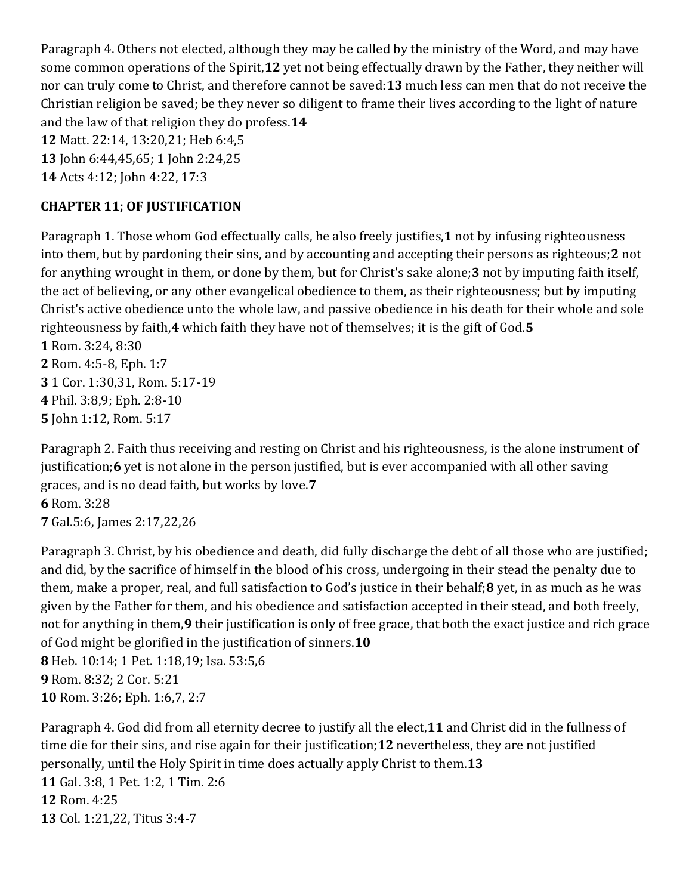Paragraph 4. Others not elected, although they may be called by the ministry of the Word, and may have some common operations of the Spirit,**12** yet not being effectually drawn by the Father, they neither will nor can truly come to Christ, and therefore cannot be saved:**13** much less can men that do not receive the Christian religion be saved; be they never so diligent to frame their lives according to the light of nature and the law of that religion they do profess.**14**

**12** Matt. 22:14, 13:20,21; Heb 6:4,5
**13** John 6:44,45,65; 1 John 2:24,25
**14** Acts 4:12; John 4:22, 17:3

**CHAPTER 11; OF JUSTIFICATION**

Paragraph 1. Those whom God effectually calls, he also freely justifies,**1** not by infusing righteousness into them, but by pardoning their sins, and by accounting and accepting their persons as righteous;**2** not for anything wrought in them, or done by them, but for Christ's sake alone;**3** not by imputing faith itself, the act of believing, or any other evangelical obedience to them, as their righteousness; but by imputing Christ's active obedience unto the whole law, and passive obedience in his death for their whole and sole righteousness by faith,**4** which faith they have not of themselves; it is the gift of God.**5**

**1** Rom. 3:24, 8:30
**2** Rom. 4:5-8, Eph. 1:7
**3** 1 Cor. 1:30,31, Rom. 5:17-19
**4** Phil. 3:8,9; Eph. 2:8-10
**5** John 1:12, Rom. 5:17

Paragraph 2. Faith thus receiving and resting on Christ and his righteousness, is the alone instrument of justification;**6** yet is not alone in the person justified, but is ever accompanied with all other saving graces, and is no dead faith, but works by love.**7**

**6** Rom. 3:28
**7** Gal.5:6, James 2:17,22,26

Paragraph 3. Christ, by his obedience and death, did fully discharge the debt of all those who are justified; and did, by the sacrifice of himself in the blood of his cross, undergoing in their stead the penalty due to them, make a proper, real, and full satisfaction to God's justice in their behalf;**8** yet, in as much as he was given by the Father for them, and his obedience and satisfaction accepted in their stead, and both freely, not for anything in them,**9** their justification is only of free grace, that both the exact justice and rich grace of God might be glorified in the justification of sinners.**10**

**8** Heb. 10:14; 1 Pet. 1:18,19; Isa. 53:5,6
**9** Rom. 8:32; 2 Cor. 5:21
**10** Rom. 3:26; Eph. 1:6,7, 2:7

Paragraph 4. God did from all eternity decree to justify all the elect,**11** and Christ did in the fullness of time die for their sins, and rise again for their justification;**12** nevertheless, they are not justified personally, until the Holy Spirit in time does actually apply Christ to them.**13**

**11** Gal. 3:8, 1 Pet. 1:2, 1 Tim. 2:6
**12** Rom. 4:25
**13** Col. 1:21,22, Titus 3:4-7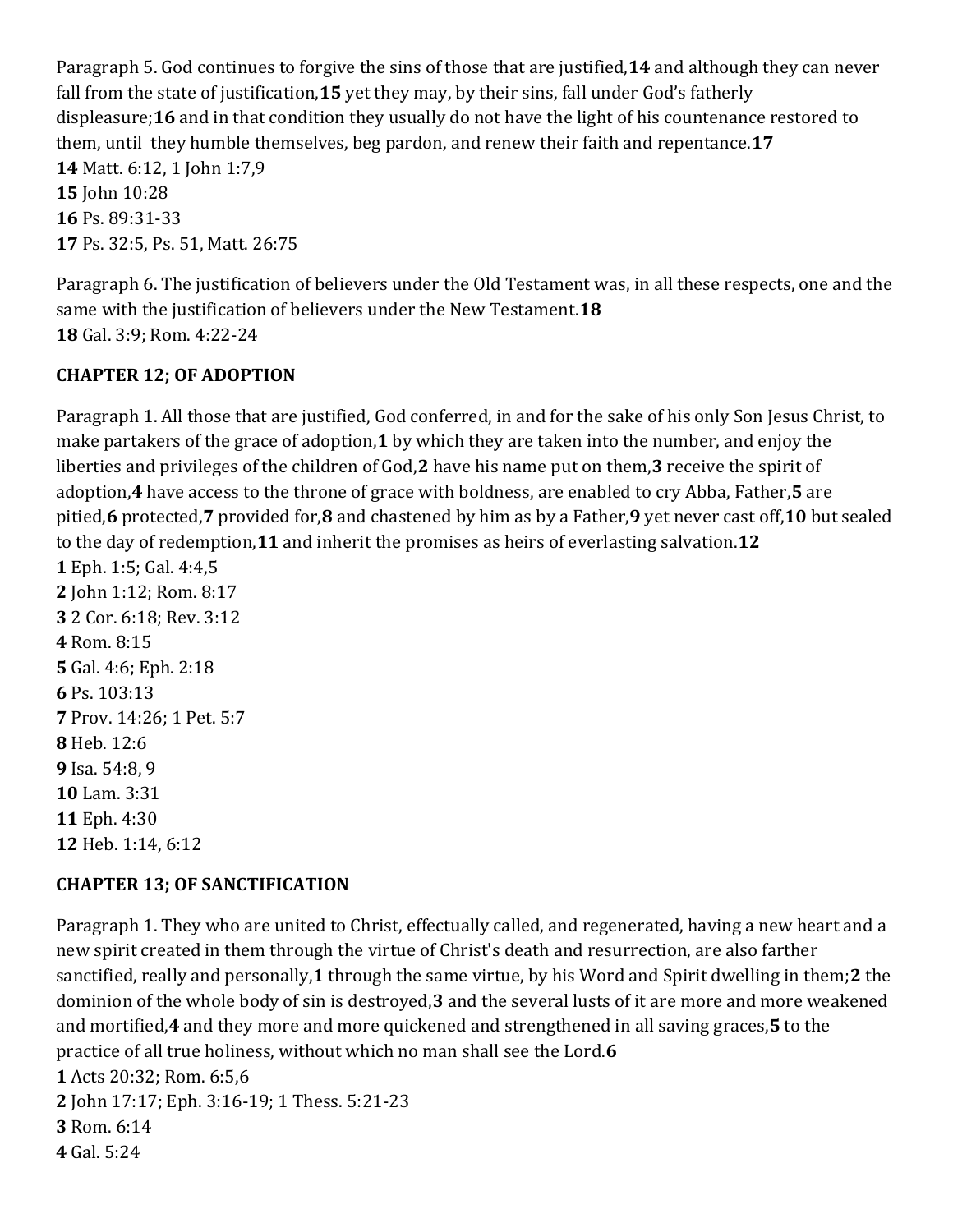Paragraph 5. God continues to forgive the sins of those that are justified,**14** and although they can never fall from the state of justification,**15** yet they may, by their sins, fall under God's fatherly displeasure;**16** and in that condition they usually do not have the light of his countenance restored to them, until they humble themselves, beg pardon, and renew their faith and repentance.**17**

**14** Matt. 6:12, 1 John 1:7,9
**15** John 10:28
**16** Ps. 89:31-33
**17** Ps. 32:5, Ps. 51, Matt. 26:75

Paragraph 6. The justification of believers under the Old Testament was, in all these respects, one and the same with the justification of believers under the New Testament.**18**

**18** Gal. 3:9; Rom. 4:22-24

**CHAPTER 12; OF ADOPTION**

Paragraph 1. All those that are justified, God conferred, in and for the sake of his only Son Jesus Christ, to make partakers of the grace of adoption,**1** by which they are taken into the number, and enjoy the liberties and privileges of the children of God,**2** have his name put on them,**3** receive the spirit of adoption,**4** have access to the throne of grace with boldness, are enabled to cry Abba, Father,**5** are pitied,**6** protected,**7** provided for,**8** and chastened by him as by a Father,**9** yet never cast off,**10** but sealed to the day of redemption,**11** and inherit the promises as heirs of everlasting salvation.**12**

**1** Eph. 1:5; Gal. 4:4,5
**2** John 1:12; Rom. 8:17
**3** 2 Cor. 6:18; Rev. 3:12
**4** Rom. 8:15
**5** Gal. 4:6; Eph. 2:18
**6** Ps. 103:13
**7** Prov. 14:26; 1 Pet. 5:7
**8** Heb. 12:6
**9** Isa. 54:8, 9
**10** Lam. 3:31
**11** Eph. 4:30
**12** Heb. 1:14, 6:12

**CHAPTER 13; OF SANCTIFICATION**

Paragraph 1. They who are united to Christ, effectually called, and regenerated, having a new heart and a new spirit created in them through the virtue of Christ's death and resurrection, are also farther sanctified, really and personally,**1** through the same virtue, by his Word and Spirit dwelling in them;**2** the dominion of the whole body of sin is destroyed,**3** and the several lusts of it are more and more weakened and mortified,**4** and they more and more quickened and strengthened in all saving graces,**5** to the practice of all true holiness, without which no man shall see the Lord.**6**

**1** Acts 20:32; Rom. 6:5,6
**2** John 17:17; Eph. 3:16-19; 1 Thess. 5:21-23
**3** Rom. 6:14
**4** Gal. 5:24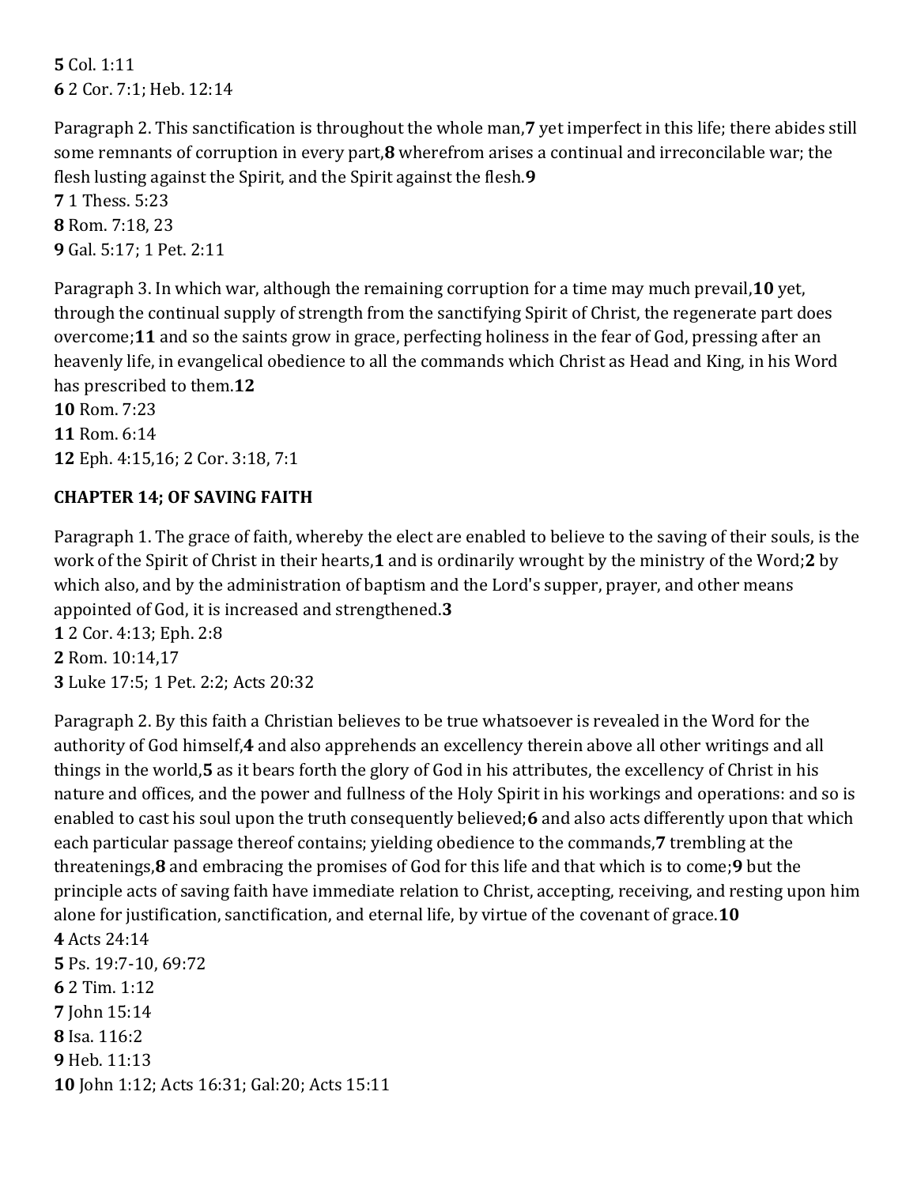**5** Col. 1:11
**6** 2 Cor. 7:1; Heb. 12:14

Paragraph 2. This sanctification is throughout the whole man,**7** yet imperfect in this life; there abides still some remnants of corruption in every part,**8** wherefrom arises a continual and irreconcilable war; the flesh lusting against the Spirit, and the Spirit against the flesh.**9**
**7** 1 Thess. 5:23
**8** Rom. 7:18, 23
**9** Gal. 5:17; 1 Pet. 2:11

Paragraph 3. In which war, although the remaining corruption for a time may much prevail,**10** yet, through the continual supply of strength from the sanctifying Spirit of Christ, the regenerate part does overcome;**11** and so the saints grow in grace, perfecting holiness in the fear of God, pressing after an heavenly life, in evangelical obedience to all the commands which Christ as Head and King, in his Word has prescribed to them.**12**
**10** Rom. 7:23
**11** Rom. 6:14
**12** Eph. 4:15,16; 2 Cor. 3:18, 7:1

**CHAPTER 14; OF SAVING FAITH**

Paragraph 1. The grace of faith, whereby the elect are enabled to believe to the saving of their souls, is the work of the Spirit of Christ in their hearts,**1** and is ordinarily wrought by the ministry of the Word;**2** by which also, and by the administration of baptism and the Lord's supper, prayer, and other means appointed of God, it is increased and strengthened.**3**
**1** 2 Cor. 4:13; Eph. 2:8
**2** Rom. 10:14,17
**3** Luke 17:5; 1 Pet. 2:2; Acts 20:32

Paragraph 2. By this faith a Christian believes to be true whatsoever is revealed in the Word for the authority of God himself,**4** and also apprehends an excellency therein above all other writings and all things in the world,**5** as it bears forth the glory of God in his attributes, the excellency of Christ in his nature and offices, and the power and fullness of the Holy Spirit in his workings and operations: and so is enabled to cast his soul upon the truth consequently believed;**6** and also acts differently upon that which each particular passage thereof contains; yielding obedience to the commands,**7** trembling at the threatenings,**8** and embracing the promises of God for this life and that which is to come;**9** but the principle acts of saving faith have immediate relation to Christ, accepting, receiving, and resting upon him alone for justification, sanctification, and eternal life, by virtue of the covenant of grace.**10**
**4** Acts 24:14
**5** Ps. 19:7-10, 69:72
**6** 2 Tim. 1:12
**7** John 15:14
**8** Isa. 116:2
**9** Heb. 11:13
**10** John 1:12; Acts 16:31; Gal:20; Acts 15:11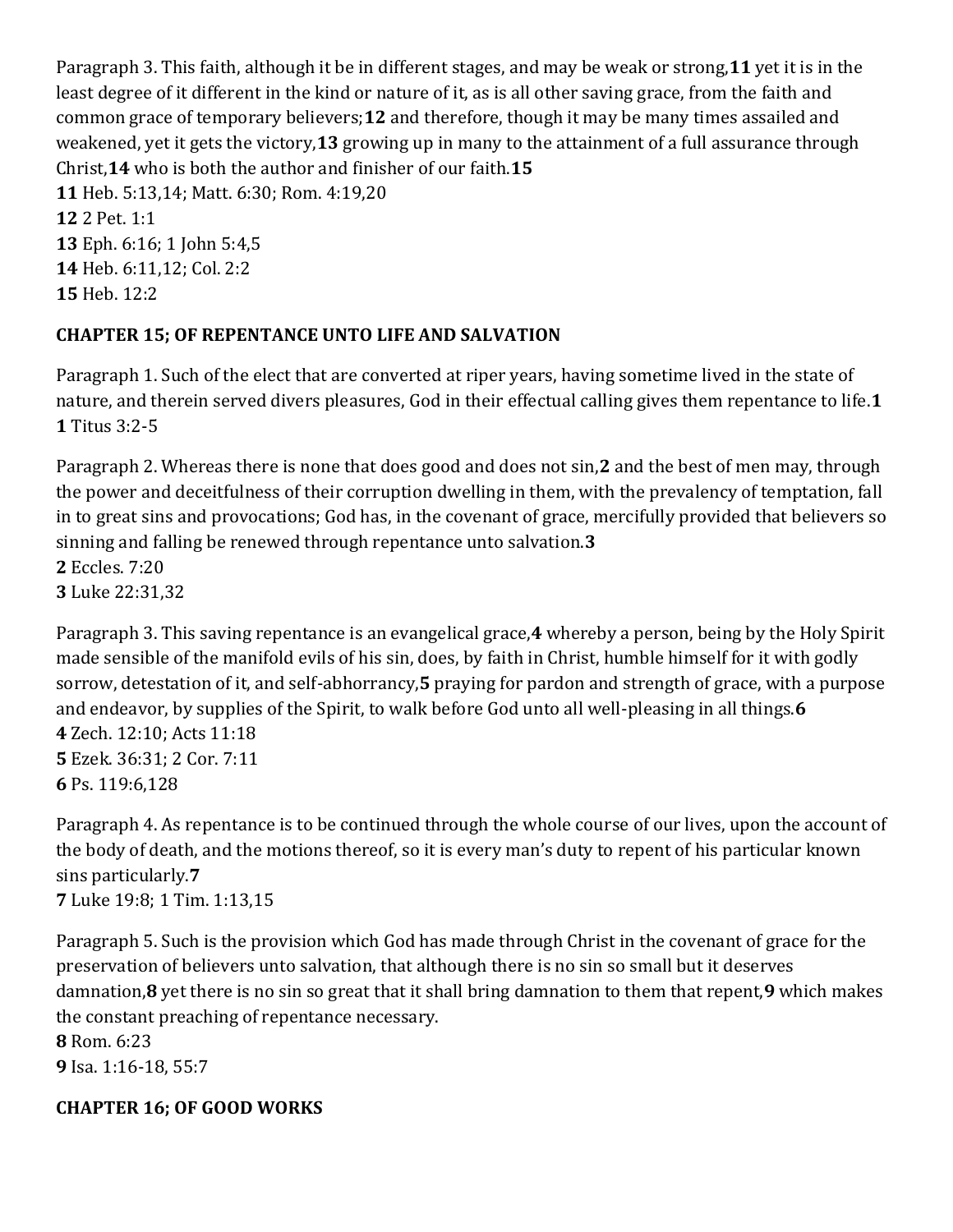Paragraph 3. This faith, although it be in different stages, and may be weak or strong,**11** yet it is in the least degree of it different in the kind or nature of it, as is all other saving grace, from the faith and common grace of temporary believers;**12** and therefore, though it may be many times assailed and weakened, yet it gets the victory,**13** growing up in many to the attainment of a full assurance through Christ,**14** who is both the author and finisher of our faith.**15**

**11** Heb. 5:13,14; Matt. 6:30; Rom. 4:19,20
**12** 2 Pet. 1:1
**13** Eph. 6:16; 1 John 5:4,5
**14** Heb. 6:11,12; Col. 2:2
**15** Heb. 12:2

### CHAPTER 15; OF REPENTANCE UNTO LIFE AND SALVATION

Paragraph 1. Such of the elect that are converted at riper years, having sometime lived in the state of nature, and therein served divers pleasures, God in their effectual calling gives them repentance to life.**1**
**1** Titus 3:2-5

Paragraph 2. Whereas there is none that does good and does not sin,**2** and the best of men may, through the power and deceitfulness of their corruption dwelling in them, with the prevalency of temptation, fall in to great sins and provocations; God has, in the covenant of grace, mercifully provided that believers so sinning and falling be renewed through repentance unto salvation.**3**
**2** Eccles. 7:20
**3** Luke 22:31,32

Paragraph 3. This saving repentance is an evangelical grace,**4** whereby a person, being by the Holy Spirit made sensible of the manifold evils of his sin, does, by faith in Christ, humble himself for it with godly sorrow, detestation of it, and self-abhorrancy,**5** praying for pardon and strength of grace, with a purpose and endeavor, by supplies of the Spirit, to walk before God unto all well-pleasing in all things.**6**
**4** Zech. 12:10; Acts 11:18
**5** Ezek. 36:31; 2 Cor. 7:11
**6** Ps. 119:6,128

Paragraph 4. As repentance is to be continued through the whole course of our lives, upon the account of the body of death, and the motions thereof, so it is every man's duty to repent of his particular known sins particularly.**7**
**7** Luke 19:8; 1 Tim. 1:13,15

Paragraph 5. Such is the provision which God has made through Christ in the covenant of grace for the preservation of believers unto salvation, that although there is no sin so small but it deserves damnation,**8** yet there is no sin so great that it shall bring damnation to them that repent,**9** which makes the constant preaching of repentance necessary.
**8** Rom. 6:23
**9** Isa. 1:16-18, 55:7

### CHAPTER 16; OF GOOD WORKS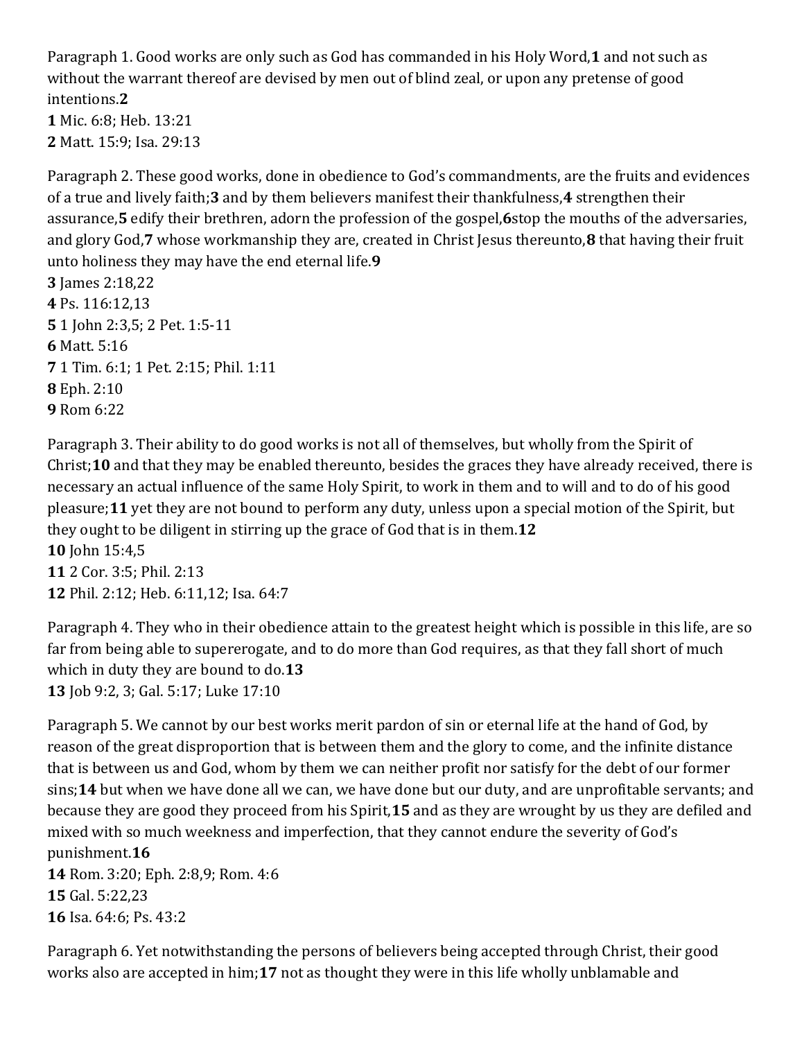Paragraph 1. Good works are only such as God has commanded in his Holy Word,**1** and not such as without the warrant thereof are devised by men out of blind zeal, or upon any pretense of good intentions.**2**
**1** Mic. 6:8; Heb. 13:21
**2** Matt. 15:9; Isa. 29:13

Paragraph 2. These good works, done in obedience to God's commandments, are the fruits and evidences of a true and lively faith;**3** and by them believers manifest their thankfulness,**4** strengthen their assurance,**5** edify their brethren, adorn the profession of the gospel,**6**stop the mouths of the adversaries, and glory God,**7** whose workmanship they are, created in Christ Jesus thereunto,**8** that having their fruit unto holiness they may have the end eternal life.**9**
**3** James 2:18,22
**4** Ps. 116:12,13
**5** 1 John 2:3,5; 2 Pet. 1:5-11
**6** Matt. 5:16
**7** 1 Tim. 6:1; 1 Pet. 2:15; Phil. 1:11
**8** Eph. 2:10
**9** Rom 6:22

Paragraph 3. Their ability to do good works is not all of themselves, but wholly from the Spirit of Christ;**10** and that they may be enabled thereunto, besides the graces they have already received, there is necessary an actual influence of the same Holy Spirit, to work in them and to will and to do of his good pleasure;**11** yet they are not bound to perform any duty, unless upon a special motion of the Spirit, but they ought to be diligent in stirring up the grace of God that is in them.**12**
**10** John 15:4,5
**11** 2 Cor. 3:5; Phil. 2:13
**12** Phil. 2:12; Heb. 6:11,12; Isa. 64:7

Paragraph 4. They who in their obedience attain to the greatest height which is possible in this life, are so far from being able to supererogate, and to do more than God requires, as that they fall short of much which in duty they are bound to do.**13**
**13** Job 9:2, 3; Gal. 5:17; Luke 17:10

Paragraph 5. We cannot by our best works merit pardon of sin or eternal life at the hand of God, by reason of the great disproportion that is between them and the glory to come, and the infinite distance that is between us and God, whom by them we can neither profit nor satisfy for the debt of our former sins;**14** but when we have done all we can, we have done but our duty, and are unprofitable servants; and because they are good they proceed from his Spirit,**15** and as they are wrought by us they are defiled and mixed with so much weekness and imperfection, that they cannot endure the severity of God's punishment.**16**
**14** Rom. 3:20; Eph. 2:8,9; Rom. 4:6
**15** Gal. 5:22,23
**16** Isa. 64:6; Ps. 43:2

Paragraph 6. Yet notwithstanding the persons of believers being accepted through Christ, their good works also are accepted in him;**17** not as thought they were in this life wholly unblamable and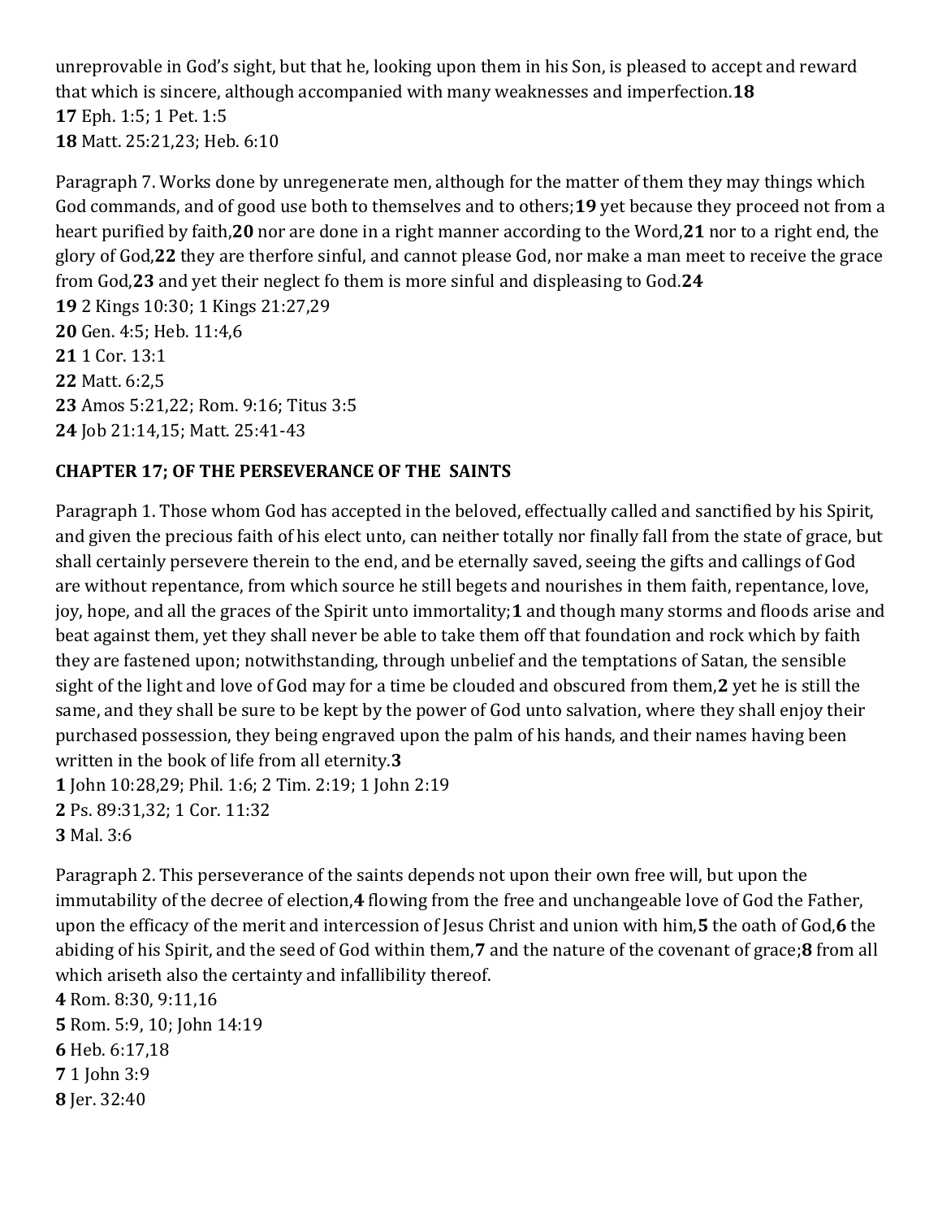unreprovable in God's sight, but that he, looking upon them in his Son, is pleased to accept and reward that which is sincere, although accompanied with many weaknesses and imperfection.**18**
**17** Eph. 1:5; 1 Pet. 1:5
**18** Matt. 25:21,23; Heb. 6:10

Paragraph 7. Works done by unregenerate men, although for the matter of them they may things which God commands, and of good use both to themselves and to others;**19** yet because they proceed not from a heart purified by faith,**20** nor are done in a right manner according to the Word,**21** nor to a right end, the glory of God,**22** they are therfore sinful, and cannot please God, nor make a man meet to receive the grace from God,**23** and yet their neglect fo them is more sinful and displeasing to God.**24**
**19** 2 Kings 10:30; 1 Kings 21:27,29
**20** Gen. 4:5; Heb. 11:4,6
**21** 1 Cor. 13:1
**22** Matt. 6:2,5
**23** Amos 5:21,22; Rom. 9:16; Titus 3:5
**24** Job 21:14,15; Matt. 25:41-43

## CHAPTER 17; OF THE PERSEVERANCE OF THE SAINTS

Paragraph 1. Those whom God has accepted in the beloved, effectually called and sanctified by his Spirit, and given the precious faith of his elect unto, can neither totally nor finally fall from the state of grace, but shall certainly persevere therein to the end, and be eternally saved, seeing the gifts and callings of God are without repentance, from which source he still begets and nourishes in them faith, repentance, love, joy, hope, and all the graces of the Spirit unto immortality;**1** and though many storms and floods arise and beat against them, yet they shall never be able to take them off that foundation and rock which by faith they are fastened upon; notwithstanding, through unbelief and the temptations of Satan, the sensible sight of the light and love of God may for a time be clouded and obscured from them,**2** yet he is still the same, and they shall be sure to be kept by the power of God unto salvation, where they shall enjoy their purchased possession, they being engraved upon the palm of his hands, and their names having been written in the book of life from all eternity.**3**
**1** John 10:28,29; Phil. 1:6; 2 Tim. 2:19; 1 John 2:19
**2** Ps. 89:31,32; 1 Cor. 11:32
**3** Mal. 3:6

Paragraph 2. This perseverance of the saints depends not upon their own free will, but upon the immutability of the decree of election,**4** flowing from the free and unchangeable love of God the Father, upon the efficacy of the merit and intercession of Jesus Christ and union with him,**5** the oath of God,**6** the abiding of his Spirit, and the seed of God within them,**7** and the nature of the covenant of grace;**8** from all which ariseth also the certainty and infallibility thereof.
**4** Rom. 8:30, 9:11,16
**5** Rom. 5:9, 10; John 14:19
**6** Heb. 6:17,18
**7** 1 John 3:9
**8** Jer. 32:40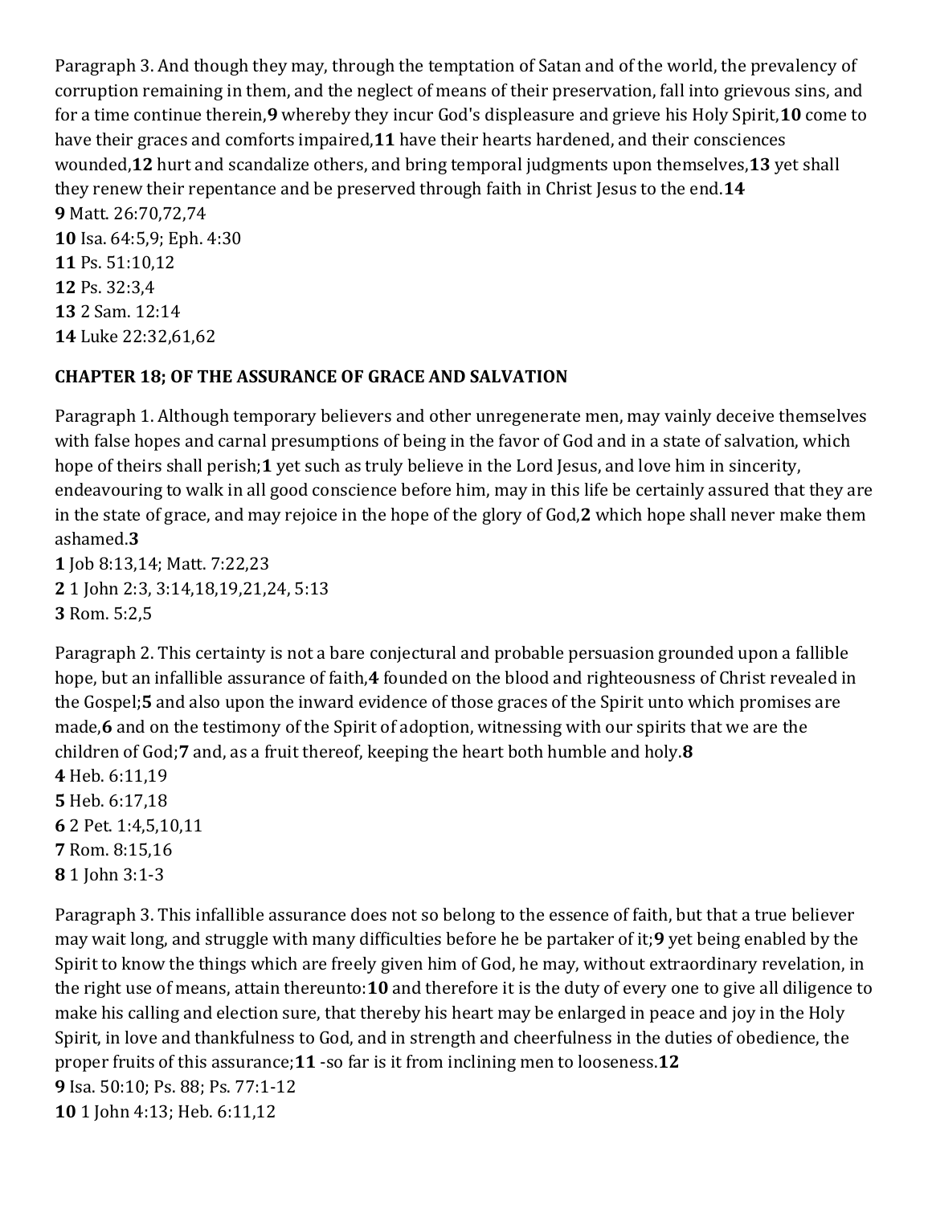Paragraph 3. And though they may, through the temptation of Satan and of the world, the prevalency of corruption remaining in them, and the neglect of means of their preservation, fall into grievous sins, and for a time continue therein,**9** whereby they incur God's displeasure and grieve his Holy Spirit,**10** come to have their graces and comforts impaired,**11** have their hearts hardened, and their consciences wounded,**12** hurt and scandalize others, and bring temporal judgments upon themselves,**13** yet shall they renew their repentance and be preserved through faith in Christ Jesus to the end.**14**
**9** Matt. 26:70,72,74
**10** Isa. 64:5,9; Eph. 4:30
**11** Ps. 51:10,12
**12** Ps. 32:3,4
**13** 2 Sam. 12:14
**14** Luke 22:32,61,62

**CHAPTER 18; OF THE ASSURANCE OF GRACE AND SALVATION**

Paragraph 1. Although temporary believers and other unregenerate men, may vainly deceive themselves with false hopes and carnal presumptions of being in the favor of God and in a state of salvation, which hope of theirs shall perish;**1** yet such as truly believe in the Lord Jesus, and love him in sincerity, endeavouring to walk in all good conscience before him, may in this life be certainly assured that they are in the state of grace, and may rejoice in the hope of the glory of God,**2** which hope shall never make them ashamed.**3**
**1** Job 8:13,14; Matt. 7:22,23
**2** 1 John 2:3, 3:14,18,19,21,24, 5:13
**3** Rom. 5:2,5

Paragraph 2. This certainty is not a bare conjectural and probable persuasion grounded upon a fallible hope, but an infallible assurance of faith,**4** founded on the blood and righteousness of Christ revealed in the Gospel;**5** and also upon the inward evidence of those graces of the Spirit unto which promises are made,**6** and on the testimony of the Spirit of adoption, witnessing with our spirits that we are the children of God;**7** and, as a fruit thereof, keeping the heart both humble and holy.**8**
**4** Heb. 6:11,19
**5** Heb. 6:17,18
**6** 2 Pet. 1:4,5,10,11
**7** Rom. 8:15,16
**8** 1 John 3:1-3

Paragraph 3. This infallible assurance does not so belong to the essence of faith, but that a true believer may wait long, and struggle with many difficulties before he be partaker of it;**9** yet being enabled by the Spirit to know the things which are freely given him of God, he may, without extraordinary revelation, in the right use of means, attain thereunto:**10** and therefore it is the duty of every one to give all diligence to make his calling and election sure, that thereby his heart may be enlarged in peace and joy in the Holy Spirit, in love and thankfulness to God, and in strength and cheerfulness in the duties of obedience, the proper fruits of this assurance;**11** -so far is it from inclining men to looseness.**12**
**9** Isa. 50:10; Ps. 88; Ps. 77:1-12
**10** 1 John 4:13; Heb. 6:11,12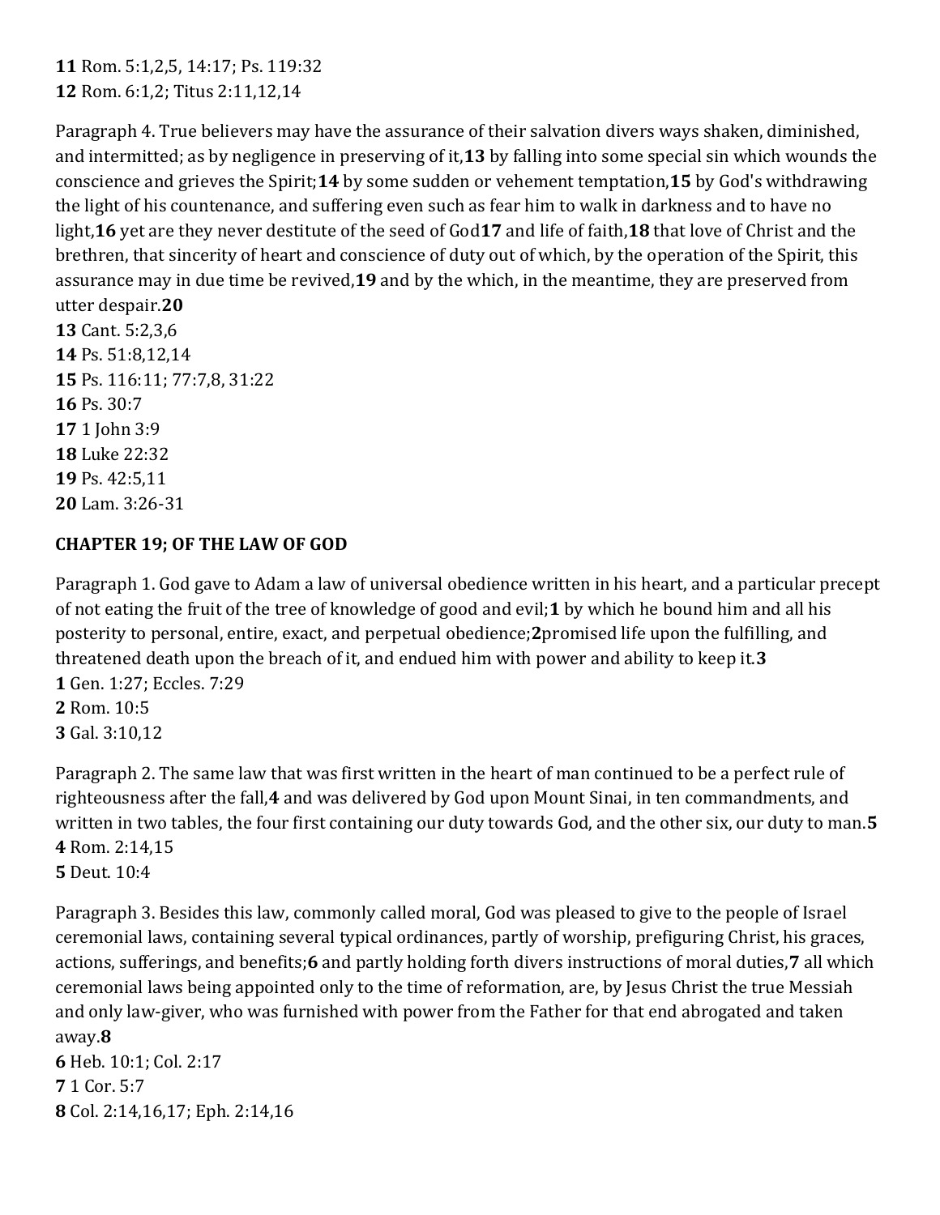**11** Rom. 5:1,2,5, 14:17; Ps. 119:32
**12** Rom. 6:1,2; Titus 2:11,12,14

Paragraph 4. True believers may have the assurance of their salvation divers ways shaken, diminished, and intermitted; as by negligence in preserving of it,**13** by falling into some special sin which wounds the conscience and grieves the Spirit;**14** by some sudden or vehement temptation,**15** by God's withdrawing the light of his countenance, and suffering even such as fear him to walk in darkness and to have no light,**16** yet are they never destitute of the seed of God**17** and life of faith,**18** that love of Christ and the brethren, that sincerity of heart and conscience of duty out of which, by the operation of the Spirit, this assurance may in due time be revived,**19** and by the which, in the meantime, they are preserved from utter despair.**20**
**13** Cant. 5:2,3,6
**14** Ps. 51:8,12,14
**15** Ps. 116:11; 77:7,8, 31:22
**16** Ps. 30:7
**17** 1 John 3:9
**18** Luke 22:32
**19** Ps. 42:5,11
**20** Lam. 3:26-31

## CHAPTER 19; OF THE LAW OF GOD

Paragraph 1. God gave to Adam a law of universal obedience written in his heart, and a particular precept of not eating the fruit of the tree of knowledge of good and evil;**1** by which he bound him and all his posterity to personal, entire, exact, and perpetual obedience;**2**promised life upon the fulfilling, and threatened death upon the breach of it, and endued him with power and ability to keep it.**3**
**1** Gen. 1:27; Eccles. 7:29
**2** Rom. 10:5
**3** Gal. 3:10,12

Paragraph 2. The same law that was first written in the heart of man continued to be a perfect rule of righteousness after the fall,**4** and was delivered by God upon Mount Sinai, in ten commandments, and written in two tables, the four first containing our duty towards God, and the other six, our duty to man.**5**
**4** Rom. 2:14,15
**5** Deut. 10:4

Paragraph 3. Besides this law, commonly called moral, God was pleased to give to the people of Israel ceremonial laws, containing several typical ordinances, partly of worship, prefiguring Christ, his graces, actions, sufferings, and benefits;**6** and partly holding forth divers instructions of moral duties,**7** all which ceremonial laws being appointed only to the time of reformation, are, by Jesus Christ the true Messiah and only law-giver, who was furnished with power from the Father for that end abrogated and taken away.**8**
**6** Heb. 10:1; Col. 2:17
**7** 1 Cor. 5:7
**8** Col. 2:14,16,17; Eph. 2:14,16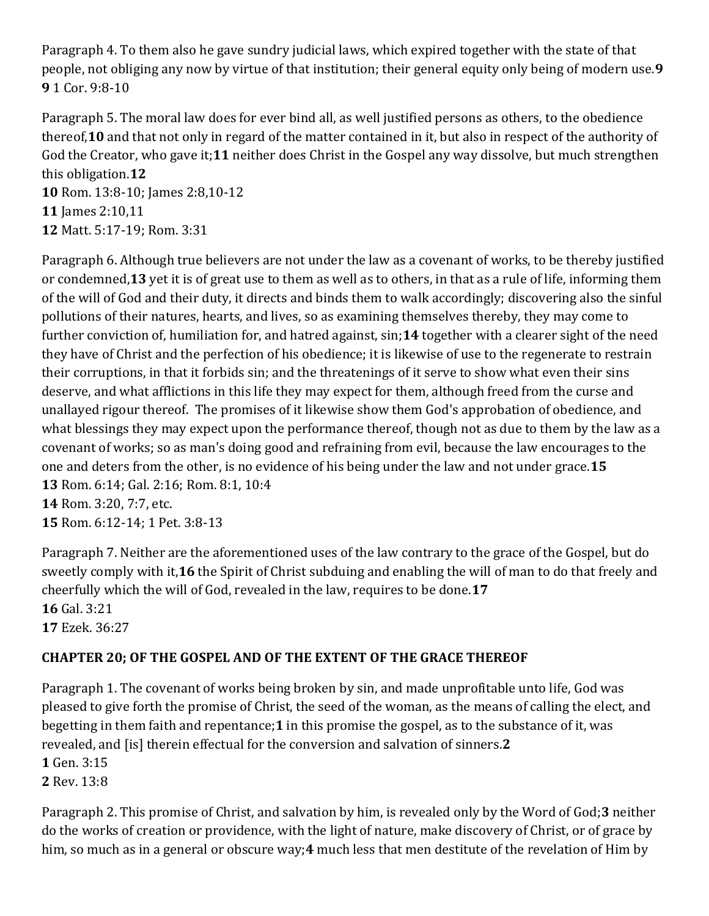Paragraph 4. To them also he gave sundry judicial laws, which expired together with the state of that people, not obliging any now by virtue of that institution; their general equity only being of modern use.**9**
**9** 1 Cor. 9:8-10

Paragraph 5. The moral law does for ever bind all, as well justified persons as others, to the obedience thereof,**10** and that not only in regard of the matter contained in it, but also in respect of the authority of God the Creator, who gave it;**11** neither does Christ in the Gospel any way dissolve, but much strengthen this obligation.**12**
**10** Rom. 13:8-10; James 2:8,10-12
**11** James 2:10,11
**12** Matt. 5:17-19; Rom. 3:31

Paragraph 6. Although true believers are not under the law as a covenant of works, to be thereby justified or condemned,**13** yet it is of great use to them as well as to others, in that as a rule of life, informing them of the will of God and their duty, it directs and binds them to walk accordingly; discovering also the sinful pollutions of their natures, hearts, and lives, so as examining themselves thereby, they may come to further conviction of, humiliation for, and hatred against, sin;**14** together with a clearer sight of the need they have of Christ and the perfection of his obedience; it is likewise of use to the regenerate to restrain their corruptions, in that it forbids sin; and the threatenings of it serve to show what even their sins deserve, and what afflictions in this life they may expect for them, although freed from the curse and unallayed rigour thereof. The promises of it likewise show them God's approbation of obedience, and what blessings they may expect upon the performance thereof, though not as due to them by the law as a covenant of works; so as man's doing good and refraining from evil, because the law encourages to the one and deters from the other, is no evidence of his being under the law and not under grace.**15**
**13** Rom. 6:14; Gal. 2:16; Rom. 8:1, 10:4
**14** Rom. 3:20, 7:7, etc.
**15** Rom. 6:12-14; 1 Pet. 3:8-13

Paragraph 7. Neither are the aforementioned uses of the law contrary to the grace of the Gospel, but do sweetly comply with it,**16** the Spirit of Christ subduing and enabling the will of man to do that freely and cheerfully which the will of God, revealed in the law, requires to be done.**17**
**16** Gal. 3:21
**17** Ezek. 36:27

## CHAPTER 20; OF THE GOSPEL AND OF THE EXTENT OF THE GRACE THEREOF

Paragraph 1. The covenant of works being broken by sin, and made unprofitable unto life, God was pleased to give forth the promise of Christ, the seed of the woman, as the means of calling the elect, and begetting in them faith and repentance;**1** in this promise the gospel, as to the substance of it, was revealed, and [is] therein effectual for the conversion and salvation of sinners.**2**
**1** Gen. 3:15
**2** Rev. 13:8

Paragraph 2. This promise of Christ, and salvation by him, is revealed only by the Word of God;**3** neither do the works of creation or providence, with the light of nature, make discovery of Christ, or of grace by him, so much as in a general or obscure way;**4** much less that men destitute of the revelation of Him by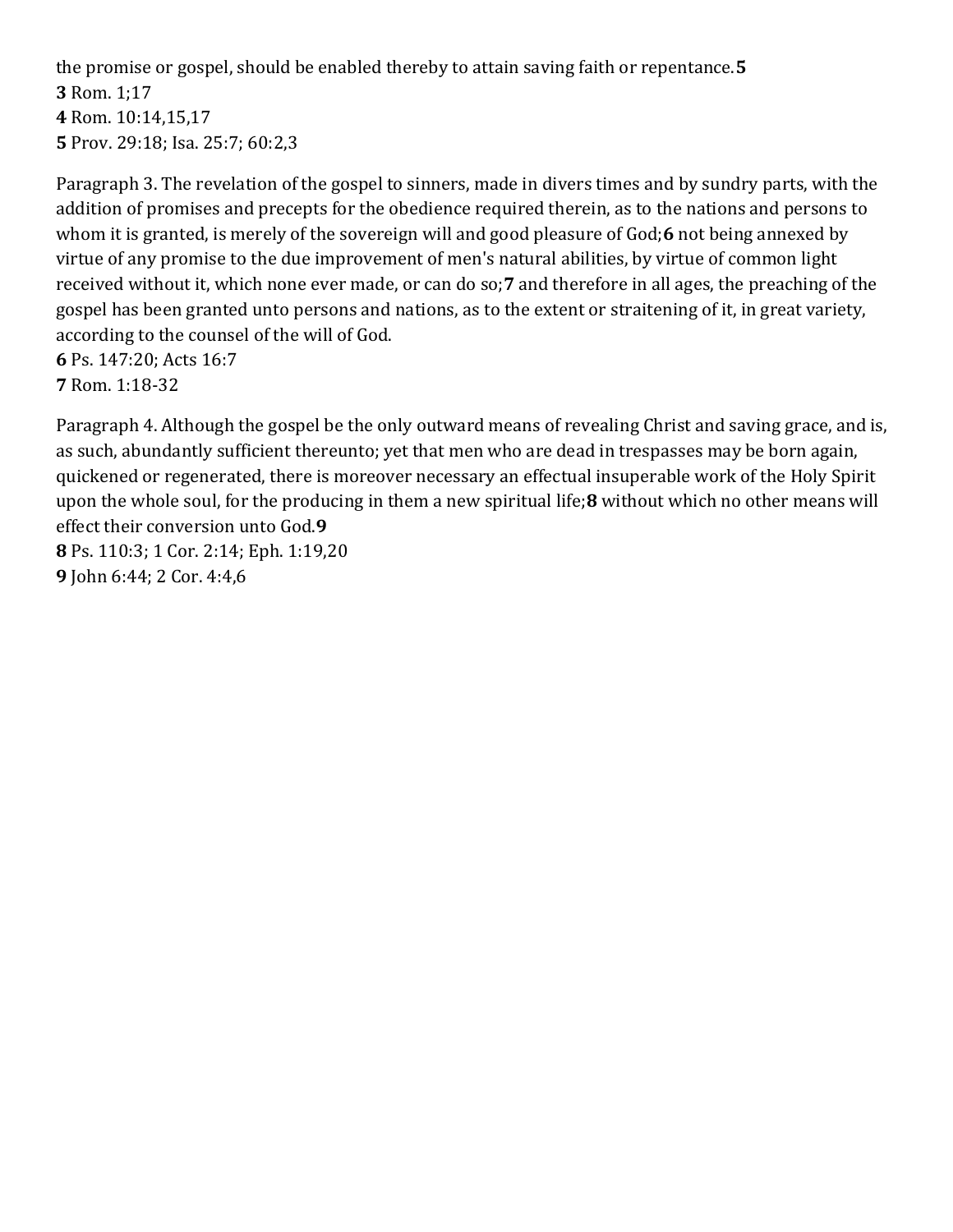the promise or gospel, should be enabled thereby to attain saving faith or repentance.**5**
**3** Rom. 1;17
**4** Rom. 10:14,15,17
**5** Prov. 29:18; Isa. 25:7; 60:2,3

Paragraph 3. The revelation of the gospel to sinners, made in divers times and by sundry parts, with the addition of promises and precepts for the obedience required therein, as to the nations and persons to whom it is granted, is merely of the sovereign will and good pleasure of God;**6** not being annexed by virtue of any promise to the due improvement of men's natural abilities, by virtue of common light received without it, which none ever made, or can do so;**7** and therefore in all ages, the preaching of the gospel has been granted unto persons and nations, as to the extent or straitening of it, in great variety, according to the counsel of the will of God.
**6** Ps. 147:20; Acts 16:7
**7** Rom. 1:18-32

Paragraph 4. Although the gospel be the only outward means of revealing Christ and saving grace, and is, as such, abundantly sufficient thereunto; yet that men who are dead in trespasses may be born again, quickened or regenerated, there is moreover necessary an effectual insuperable work of the Holy Spirit upon the whole soul, for the producing in them a new spiritual life;**8** without which no other means will effect their conversion unto God.**9**
**8** Ps. 110:3; 1 Cor. 2:14; Eph. 1:19,20
**9** John 6:44; 2 Cor. 4:4,6